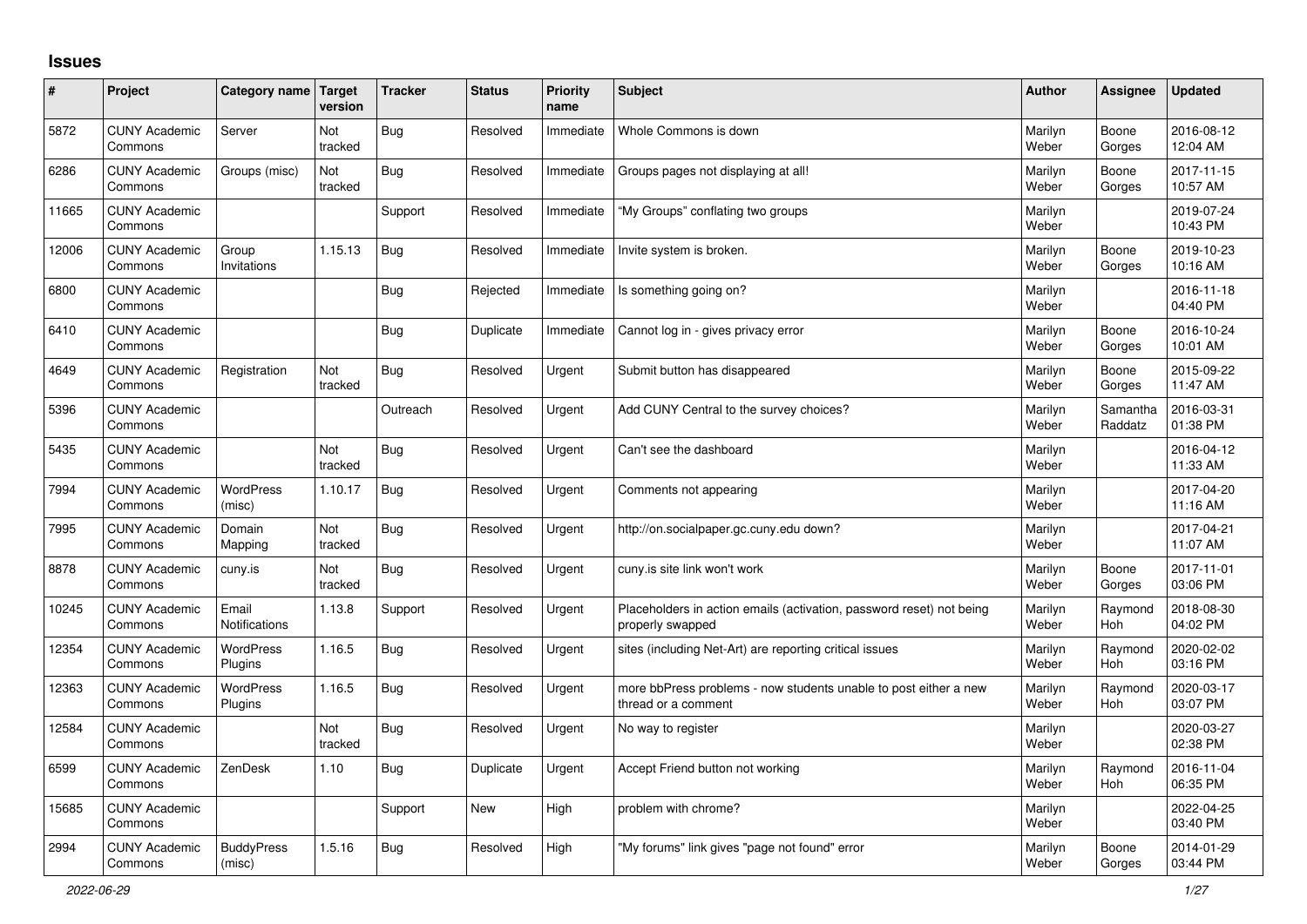# Issues

| # | Project | Category name | Target version | Tracker | Status | Priority name | Subject | Author | Assignee | Updated |
|---|---|---|---|---|---|---|---|---|---|---|
| 5872 | CUNY Academic Commons | Server | Not tracked | Bug | Resolved | Immediate | Whole Commons is down | Marilyn Weber | Boone Gorges | 2016-08-12 12:04 AM |
| 6286 | CUNY Academic Commons | Groups (misc) | Not tracked | Bug | Resolved | Immediate | Groups pages not displaying at all! | Marilyn Weber | Boone Gorges | 2017-11-15 10:57 AM |
| 11665 | CUNY Academic Commons | | | Support | Resolved | Immediate | "My Groups" conflating two groups | Marilyn Weber | | 2019-07-24 10:43 PM |
| 12006 | CUNY Academic Commons | Group Invitations | 1.15.13 | Bug | Resolved | Immediate | Invite system is broken. | Marilyn Weber | Boone Gorges | 2019-10-23 10:16 AM |
| 6800 | CUNY Academic Commons | | | Bug | Rejected | Immediate | Is something going on? | Marilyn Weber | | 2016-11-18 04:40 PM |
| 6410 | CUNY Academic Commons | | | Bug | Duplicate | Immediate | Cannot log in - gives privacy error | Marilyn Weber | Boone Gorges | 2016-10-24 10:01 AM |
| 4649 | CUNY Academic Commons | Registration | Not tracked | Bug | Resolved | Urgent | Submit button has disappeared | Marilyn Weber | Boone Gorges | 2015-09-22 11:47 AM |
| 5396 | CUNY Academic Commons | | | Outreach | Resolved | Urgent | Add CUNY Central to the survey choices? | Marilyn Weber | Samantha Raddatz | 2016-03-31 01:38 PM |
| 5435 | CUNY Academic Commons | | Not tracked | Bug | Resolved | Urgent | Can't see the dashboard | Marilyn Weber | | 2016-04-12 11:33 AM |
| 7994 | CUNY Academic Commons | WordPress (misc) | 1.10.17 | Bug | Resolved | Urgent | Comments not appearing | Marilyn Weber | | 2017-04-20 11:16 AM |
| 7995 | CUNY Academic Commons | Domain Mapping | Not tracked | Bug | Resolved | Urgent | http://on.socialpaper.gc.cuny.edu down? | Marilyn Weber | | 2017-04-21 11:07 AM |
| 8878 | CUNY Academic Commons | cuny.is | Not tracked | Bug | Resolved | Urgent | cuny.is site link won't work | Marilyn Weber | Boone Gorges | 2017-11-01 03:06 PM |
| 10245 | CUNY Academic Commons | Email Notifications | 1.13.8 | Support | Resolved | Urgent | Placeholders in action emails (activation, password reset) not being properly swapped | Marilyn Weber | Raymond Hoh | 2018-08-30 04:02 PM |
| 12354 | CUNY Academic Commons | WordPress Plugins | 1.16.5 | Bug | Resolved | Urgent | sites (including Net-Art) are reporting critical issues | Marilyn Weber | Raymond Hoh | 2020-02-02 03:16 PM |
| 12363 | CUNY Academic Commons | WordPress Plugins | 1.16.5 | Bug | Resolved | Urgent | more bbPress problems - now students unable to post either a new thread or a comment | Marilyn Weber | Raymond Hoh | 2020-03-17 03:07 PM |
| 12584 | CUNY Academic Commons | | Not tracked | Bug | Resolved | Urgent | No way to register | Marilyn Weber | | 2020-03-27 02:38 PM |
| 6599 | CUNY Academic Commons | ZenDesk | 1.10 | Bug | Duplicate | Urgent | Accept Friend button not working | Marilyn Weber | Raymond Hoh | 2016-11-04 06:35 PM |
| 15685 | CUNY Academic Commons | | | Support | New | High | problem with chrome? | Marilyn Weber | | 2022-04-25 03:40 PM |
| 2994 | CUNY Academic Commons | BuddyPress (misc) | 1.5.16 | Bug | Resolved | High | "My forums" link gives "page not found" error | Marilyn Weber | Boone Gorges | 2014-01-29 03:44 PM |

2022-06-29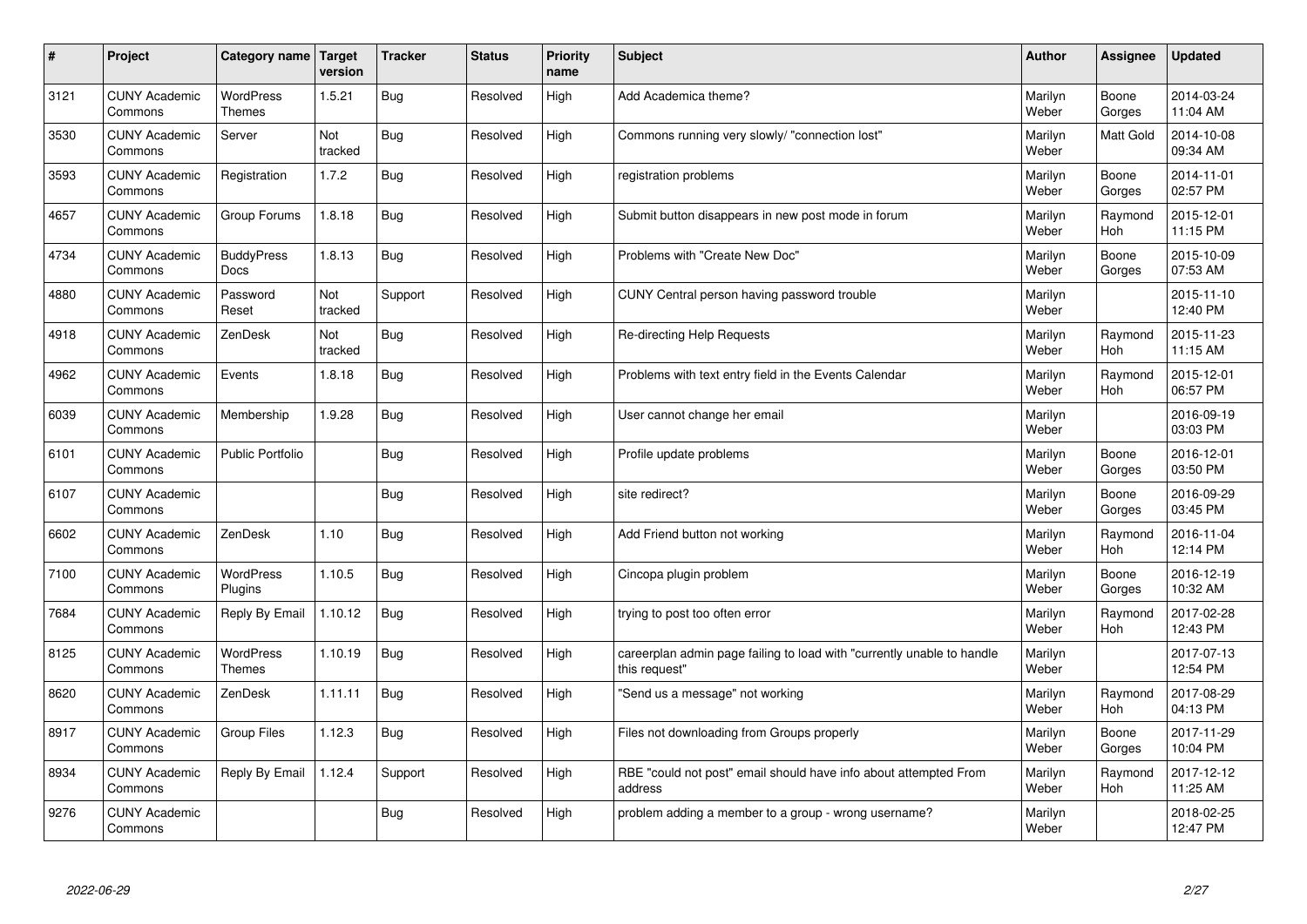| # | Project | Category name | Target version | Tracker | Status | Priority name | Subject | Author | Assignee | Updated |
|---|---|---|---|---|---|---|---|---|---|---|
| 3121 | CUNY Academic Commons | WordPress Themes | 1.5.21 | Bug | Resolved | High | Add Academica theme? | Marilyn Weber | Boone Gorges | 2014-03-24 11:04 AM |
| 3530 | CUNY Academic Commons | Server | Not tracked | Bug | Resolved | High | Commons running very slowly/ "connection lost" | Marilyn Weber | Matt Gold | 2014-10-08 09:34 AM |
| 3593 | CUNY Academic Commons | Registration | 1.7.2 | Bug | Resolved | High | registration problems | Marilyn Weber | Boone Gorges | 2014-11-01 02:57 PM |
| 4657 | CUNY Academic Commons | Group Forums | 1.8.18 | Bug | Resolved | High | Submit button disappears in new post mode in forum | Marilyn Weber | Raymond Hoh | 2015-12-01 11:15 PM |
| 4734 | CUNY Academic Commons | BuddyPress Docs | 1.8.13 | Bug | Resolved | High | Problems with "Create New Doc" | Marilyn Weber | Boone Gorges | 2015-10-09 07:53 AM |
| 4880 | CUNY Academic Commons | Password Reset | Not tracked | Support | Resolved | High | CUNY Central person having password trouble | Marilyn Weber | | 2015-11-10 12:40 PM |
| 4918 | CUNY Academic Commons | ZenDesk | Not tracked | Bug | Resolved | High | Re-directing Help Requests | Marilyn Weber | Raymond Hoh | 2015-11-23 11:15 AM |
| 4962 | CUNY Academic Commons | Events | 1.8.18 | Bug | Resolved | High | Problems with text entry field in the Events Calendar | Marilyn Weber | Raymond Hoh | 2015-12-01 06:57 PM |
| 6039 | CUNY Academic Commons | Membership | 1.9.28 | Bug | Resolved | High | User cannot change her email | Marilyn Weber | | 2016-09-19 03:03 PM |
| 6101 | CUNY Academic Commons | Public Portfolio | | Bug | Resolved | High | Profile update problems | Marilyn Weber | Boone Gorges | 2016-12-01 03:50 PM |
| 6107 | CUNY Academic Commons | | | Bug | Resolved | High | site redirect? | Marilyn Weber | Boone Gorges | 2016-09-29 03:45 PM |
| 6602 | CUNY Academic Commons | ZenDesk | 1.10 | Bug | Resolved | High | Add Friend button not working | Marilyn Weber | Raymond Hoh | 2016-11-04 12:14 PM |
| 7100 | CUNY Academic Commons | WordPress Plugins | 1.10.5 | Bug | Resolved | High | Cincopa plugin problem | Marilyn Weber | Boone Gorges | 2016-12-19 10:32 AM |
| 7684 | CUNY Academic Commons | Reply By Email | 1.10.12 | Bug | Resolved | High | trying to post too often error | Marilyn Weber | Raymond Hoh | 2017-02-28 12:43 PM |
| 8125 | CUNY Academic Commons | WordPress Themes | 1.10.19 | Bug | Resolved | High | careerplan admin page failing to load with "currently unable to handle this request" | Marilyn Weber | | 2017-07-13 12:54 PM |
| 8620 | CUNY Academic Commons | ZenDesk | 1.11.11 | Bug | Resolved | High | "Send us a message" not working | Marilyn Weber | Raymond Hoh | 2017-08-29 04:13 PM |
| 8917 | CUNY Academic Commons | Group Files | 1.12.3 | Bug | Resolved | High | Files not downloading from Groups properly | Marilyn Weber | Boone Gorges | 2017-11-29 10:04 PM |
| 8934 | CUNY Academic Commons | Reply By Email | 1.12.4 | Support | Resolved | High | RBE "could not post" email should have info about attempted From address | Marilyn Weber | Raymond Hoh | 2017-12-12 11:25 AM |
| 9276 | CUNY Academic Commons | | | Bug | Resolved | High | problem adding a member to a group - wrong username? | Marilyn Weber | | 2018-02-25 12:47 PM |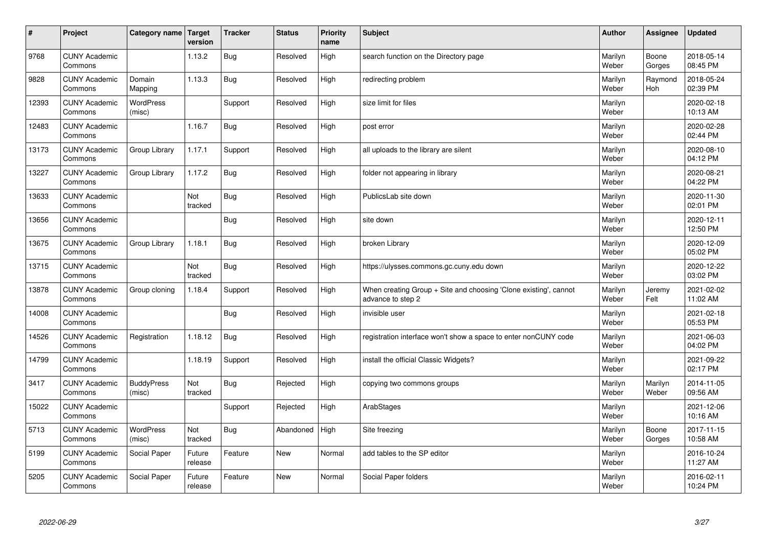| # | Project | Category name | Target version | Tracker | Status | Priority name | Subject | Author | Assignee | Updated |
|---|---|---|---|---|---|---|---|---|---|---|
| 9768 | CUNY Academic Commons | | 1.13.2 | Bug | Resolved | High | search function on the Directory page | Marilyn Weber | Boone Gorges | 2018-05-14 08:45 PM |
| 9828 | CUNY Academic Commons | Domain Mapping | 1.13.3 | Bug | Resolved | High | redirecting problem | Marilyn Weber | Raymond Hoh | 2018-05-24 02:39 PM |
| 12393 | CUNY Academic Commons | WordPress (misc) | | Support | Resolved | High | size limit for files | Marilyn Weber | | 2020-02-18 10:13 AM |
| 12483 | CUNY Academic Commons | | 1.16.7 | Bug | Resolved | High | post error | Marilyn Weber | | 2020-02-28 02:44 PM |
| 13173 | CUNY Academic Commons | Group Library | 1.17.1 | Support | Resolved | High | all uploads to the library are silent | Marilyn Weber | | 2020-08-10 04:12 PM |
| 13227 | CUNY Academic Commons | Group Library | 1.17.2 | Bug | Resolved | High | folder not appearing in library | Marilyn Weber | | 2020-08-21 04:22 PM |
| 13633 | CUNY Academic Commons | | Not tracked | Bug | Resolved | High | PublicsLab site down | Marilyn Weber | | 2020-11-30 02:01 PM |
| 13656 | CUNY Academic Commons | | | Bug | Resolved | High | site down | Marilyn Weber | | 2020-12-11 12:50 PM |
| 13675 | CUNY Academic Commons | Group Library | 1.18.1 | Bug | Resolved | High | broken Library | Marilyn Weber | | 2020-12-09 05:02 PM |
| 13715 | CUNY Academic Commons | | Not tracked | Bug | Resolved | High | https://ulysses.commons.gc.cuny.edu down | Marilyn Weber | | 2020-12-22 03:02 PM |
| 13878 | CUNY Academic Commons | Group cloning | 1.18.4 | Support | Resolved | High | When creating Group + Site and choosing 'Clone existing', cannot advance to step 2 | Marilyn Weber | Jeremy Felt | 2021-02-02 11:02 AM |
| 14008 | CUNY Academic Commons | | | Bug | Resolved | High | invisible user | Marilyn Weber | | 2021-02-18 05:53 PM |
| 14526 | CUNY Academic Commons | Registration | 1.18.12 | Bug | Resolved | High | registration interface won't show a space to enter nonCUNY code | Marilyn Weber | | 2021-06-03 04:02 PM |
| 14799 | CUNY Academic Commons | | 1.18.19 | Support | Resolved | High | install the official Classic Widgets? | Marilyn Weber | | 2021-09-22 02:17 PM |
| 3417 | CUNY Academic Commons | BuddyPress (misc) | Not tracked | Bug | Rejected | High | copying two commons groups | Marilyn Weber | Marilyn Weber | 2014-11-05 09:56 AM |
| 15022 | CUNY Academic Commons | | | Support | Rejected | High | ArabStages | Marilyn Weber | | 2021-12-06 10:16 AM |
| 5713 | CUNY Academic Commons | WordPress (misc) | Not tracked | Bug | Abandoned | High | Site freezing | Marilyn Weber | Boone Gorges | 2017-11-15 10:58 AM |
| 5199 | CUNY Academic Commons | Social Paper | Future release | Feature | New | Normal | add tables to the SP editor | Marilyn Weber | | 2016-10-24 11:27 AM |
| 5205 | CUNY Academic Commons | Social Paper | Future release | Feature | New | Normal | Social Paper folders | Marilyn Weber | | 2016-02-11 10:24 PM |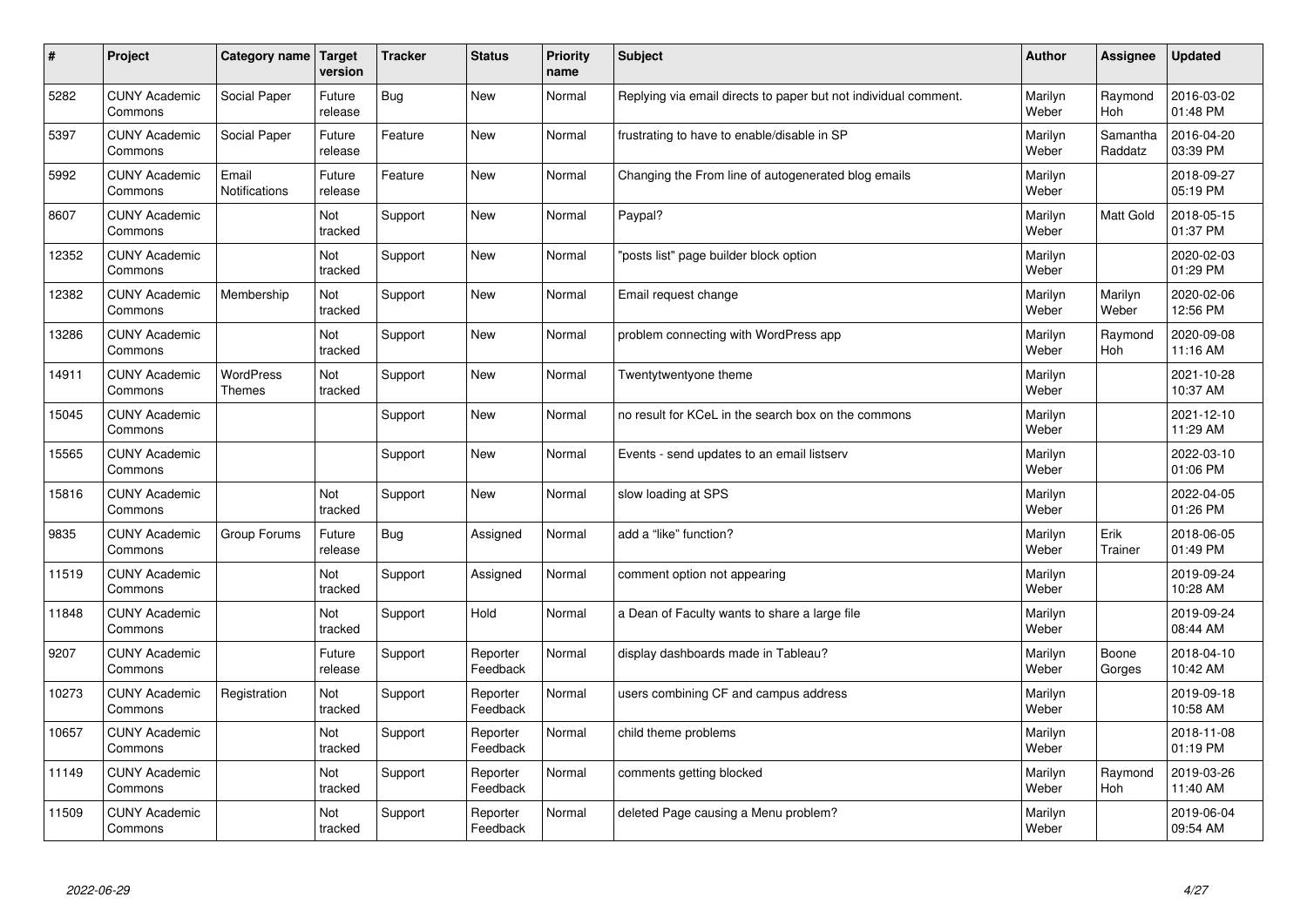| # | Project | Category name | Target version | Tracker | Status | Priority name | Subject | Author | Assignee | Updated |
|---|---|---|---|---|---|---|---|---|---|---|
| 5282 | CUNY Academic Commons | Social Paper | Future release | Bug | New | Normal | Replying via email directs to paper but not individual comment. | Marilyn Weber | Raymond Hoh | 2016-03-02 01:48 PM |
| 5397 | CUNY Academic Commons | Social Paper | Future release | Feature | New | Normal | frustrating to have to enable/disable in SP | Marilyn Weber | Samantha Raddatz | 2016-04-20 03:39 PM |
| 5992 | CUNY Academic Commons | Email Notifications | Future release | Feature | New | Normal | Changing the From line of autogenerated blog emails | Marilyn Weber | | 2018-09-27 05:19 PM |
| 8607 | CUNY Academic Commons | | Not tracked | Support | New | Normal | Paypal? | Marilyn Weber | Matt Gold | 2018-05-15 01:37 PM |
| 12352 | CUNY Academic Commons | | Not tracked | Support | New | Normal | "posts list" page builder block option | Marilyn Weber | | 2020-02-03 01:29 PM |
| 12382 | CUNY Academic Commons | Membership | Not tracked | Support | New | Normal | Email request change | Marilyn Weber | Marilyn Weber | 2020-02-06 12:56 PM |
| 13286 | CUNY Academic Commons | | Not tracked | Support | New | Normal | problem connecting with WordPress app | Marilyn Weber | Raymond Hoh | 2020-09-08 11:16 AM |
| 14911 | CUNY Academic Commons | WordPress Themes | Not tracked | Support | New | Normal | Twentytwentyone theme | Marilyn Weber | | 2021-10-28 10:37 AM |
| 15045 | CUNY Academic Commons | | | Support | New | Normal | no result for KCeL in the search box on the commons | Marilyn Weber | | 2021-12-10 11:29 AM |
| 15565 | CUNY Academic Commons | | | Support | New | Normal | Events - send updates to an email listserv | Marilyn Weber | | 2022-03-10 01:06 PM |
| 15816 | CUNY Academic Commons | | Not tracked | Support | New | Normal | slow loading at SPS | Marilyn Weber | | 2022-04-05 01:26 PM |
| 9835 | CUNY Academic Commons | Group Forums | Future release | Bug | Assigned | Normal | add a "like" function? | Marilyn Weber | Erik Trainer | 2018-06-05 01:49 PM |
| 11519 | CUNY Academic Commons | | Not tracked | Support | Assigned | Normal | comment option not appearing | Marilyn Weber | | 2019-09-24 10:28 AM |
| 11848 | CUNY Academic Commons | | Not tracked | Support | Hold | Normal | a Dean of Faculty wants to share a large file | Marilyn Weber | | 2019-09-24 08:44 AM |
| 9207 | CUNY Academic Commons | | Future release | Support | Reporter Feedback | Normal | display dashboards made in Tableau? | Marilyn Weber | Boone Gorges | 2018-04-10 10:42 AM |
| 10273 | CUNY Academic Commons | Registration | Not tracked | Support | Reporter Feedback | Normal | users combining CF and campus address | Marilyn Weber | | 2019-09-18 10:58 AM |
| 10657 | CUNY Academic Commons | | Not tracked | Support | Reporter Feedback | Normal | child theme problems | Marilyn Weber | | 2018-11-08 01:19 PM |
| 11149 | CUNY Academic Commons | | Not tracked | Support | Reporter Feedback | Normal | comments getting blocked | Marilyn Weber | Raymond Hoh | 2019-03-26 11:40 AM |
| 11509 | CUNY Academic Commons | | Not tracked | Support | Reporter Feedback | Normal | deleted Page causing a Menu problem? | Marilyn Weber | | 2019-06-04 09:54 AM |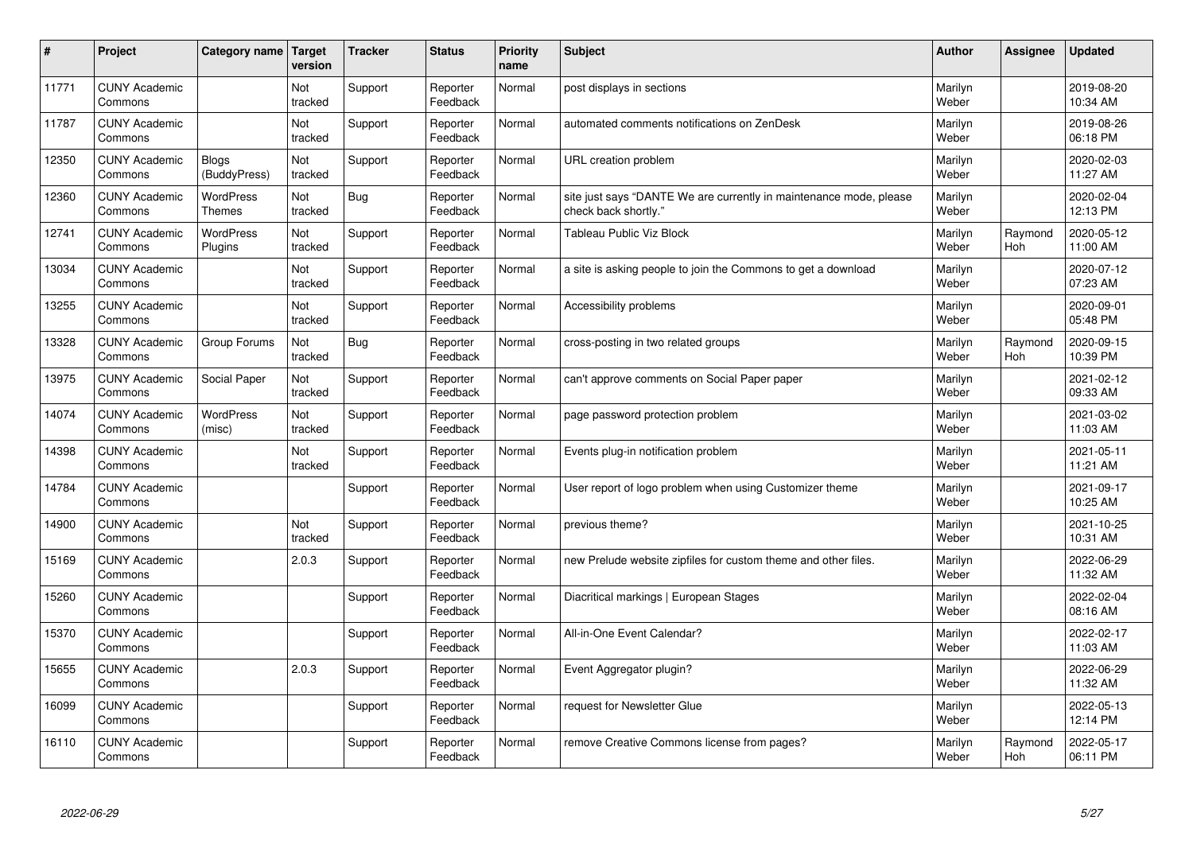| # | Project | Category name | Target version | Tracker | Status | Priority name | Subject | Author | Assignee | Updated |
|---|---|---|---|---|---|---|---|---|---|---|
| 11771 | CUNY Academic Commons | | Not tracked | Support | Reporter Feedback | Normal | post displays in sections | Marilyn Weber | | 2019-08-20 10:34 AM |
| 11787 | CUNY Academic Commons | | Not tracked | Support | Reporter Feedback | Normal | automated comments notifications on ZenDesk | Marilyn Weber | | 2019-08-26 06:18 PM |
| 12350 | CUNY Academic Commons | Blogs (BuddyPress) | Not tracked | Support | Reporter Feedback | Normal | URL creation problem | Marilyn Weber | | 2020-02-03 11:27 AM |
| 12360 | CUNY Academic Commons | WordPress Themes | Not tracked | Bug | Reporter Feedback | Normal | site just says "DANTE We are currently in maintenance mode, please check back shortly." | Marilyn Weber | | 2020-02-04 12:13 PM |
| 12741 | CUNY Academic Commons | WordPress Plugins | Not tracked | Support | Reporter Feedback | Normal | Tableau Public Viz Block | Marilyn Weber | Raymond Hoh | 2020-05-12 11:00 AM |
| 13034 | CUNY Academic Commons | | Not tracked | Support | Reporter Feedback | Normal | a site is asking people to join the Commons to get a download | Marilyn Weber | | 2020-07-12 07:23 AM |
| 13255 | CUNY Academic Commons | | Not tracked | Support | Reporter Feedback | Normal | Accessibility problems | Marilyn Weber | | 2020-09-01 05:48 PM |
| 13328 | CUNY Academic Commons | Group Forums | Not tracked | Bug | Reporter Feedback | Normal | cross-posting in two related groups | Marilyn Weber | Raymond Hoh | 2020-09-15 10:39 PM |
| 13975 | CUNY Academic Commons | Social Paper | Not tracked | Support | Reporter Feedback | Normal | can't approve comments on Social Paper paper | Marilyn Weber | | 2021-02-12 09:33 AM |
| 14074 | CUNY Academic Commons | WordPress (misc) | Not tracked | Support | Reporter Feedback | Normal | page password protection problem | Marilyn Weber | | 2021-03-02 11:03 AM |
| 14398 | CUNY Academic Commons | | Not tracked | Support | Reporter Feedback | Normal | Events plug-in notification problem | Marilyn Weber | | 2021-05-11 11:21 AM |
| 14784 | CUNY Academic Commons | | | Support | Reporter Feedback | Normal | User report of logo problem when using Customizer theme | Marilyn Weber | | 2021-09-17 10:25 AM |
| 14900 | CUNY Academic Commons | | Not tracked | Support | Reporter Feedback | Normal | previous theme? | Marilyn Weber | | 2021-10-25 10:31 AM |
| 15169 | CUNY Academic Commons | | 2.0.3 | Support | Reporter Feedback | Normal | new Prelude website zipfiles for custom theme and other files. | Marilyn Weber | | 2022-06-29 11:32 AM |
| 15260 | CUNY Academic Commons | | | Support | Reporter Feedback | Normal | Diacritical markings \| European Stages | Marilyn Weber | | 2022-02-04 08:16 AM |
| 15370 | CUNY Academic Commons | | | Support | Reporter Feedback | Normal | All-in-One Event Calendar? | Marilyn Weber | | 2022-02-17 11:03 AM |
| 15655 | CUNY Academic Commons | | 2.0.3 | Support | Reporter Feedback | Normal | Event Aggregator plugin? | Marilyn Weber | | 2022-06-29 11:32 AM |
| 16099 | CUNY Academic Commons | | | Support | Reporter Feedback | Normal | request for Newsletter Glue | Marilyn Weber | | 2022-05-13 12:14 PM |
| 16110 | CUNY Academic Commons | | | Support | Reporter Feedback | Normal | remove Creative Commons license from pages? | Marilyn Weber | Raymond Hoh | 2022-05-17 06:11 PM |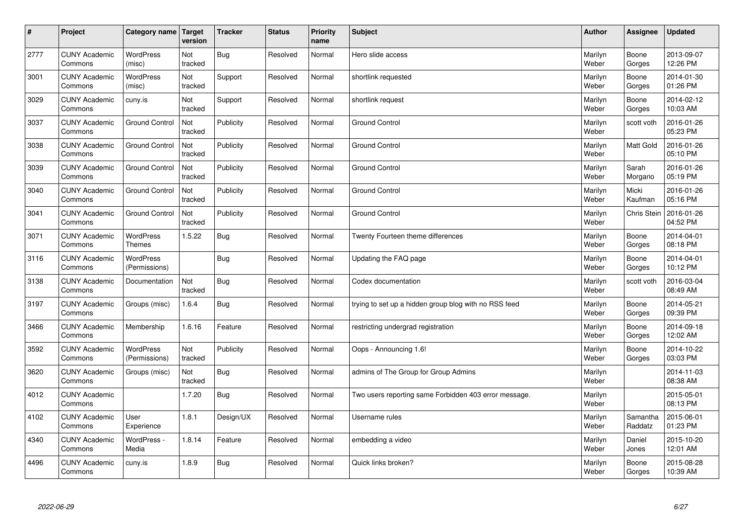| # | Project | Category name | Target version | Tracker | Status | Priority name | Subject | Author | Assignee | Updated |
|---|---|---|---|---|---|---|---|---|---|---|
| 2777 | CUNY Academic Commons | WordPress (misc) | Not tracked | Bug | Resolved | Normal | Hero slide access | Marilyn Weber | Boone Gorges | 2013-09-07 12:26 PM |
| 3001 | CUNY Academic Commons | WordPress (misc) | Not tracked | Support | Resolved | Normal | shortlink requested | Marilyn Weber | Boone Gorges | 2014-01-30 01:26 PM |
| 3029 | CUNY Academic Commons | cuny.is | Not tracked | Support | Resolved | Normal | shortlink request | Marilyn Weber | Boone Gorges | 2014-02-12 10:03 AM |
| 3037 | CUNY Academic Commons | Ground Control | Not tracked | Publicity | Resolved | Normal | Ground Control | Marilyn Weber | scott voth | 2016-01-26 05:23 PM |
| 3038 | CUNY Academic Commons | Ground Control | Not tracked | Publicity | Resolved | Normal | Ground Control | Marilyn Weber | Matt Gold | 2016-01-26 05:10 PM |
| 3039 | CUNY Academic Commons | Ground Control | Not tracked | Publicity | Resolved | Normal | Ground Control | Marilyn Weber | Sarah Morgano | 2016-01-26 05:19 PM |
| 3040 | CUNY Academic Commons | Ground Control | Not tracked | Publicity | Resolved | Normal | Ground Control | Marilyn Weber | Micki Kaufman | 2016-01-26 05:16 PM |
| 3041 | CUNY Academic Commons | Ground Control | Not tracked | Publicity | Resolved | Normal | Ground Control | Marilyn Weber | Chris Stein | 2016-01-26 04:52 PM |
| 3071 | CUNY Academic Commons | WordPress Themes | 1.5.22 | Bug | Resolved | Normal | Twenty Fourteen theme differences | Marilyn Weber | Boone Gorges | 2014-04-01 08:18 PM |
| 3116 | CUNY Academic Commons | WordPress (Permissions) | | Bug | Resolved | Normal | Updating the FAQ page | Marilyn Weber | Boone Gorges | 2014-04-01 10:12 PM |
| 3138 | CUNY Academic Commons | Documentation | Not tracked | Bug | Resolved | Normal | Codex documentation | Marilyn Weber | scott voth | 2016-03-04 08:49 AM |
| 3197 | CUNY Academic Commons | Groups (misc) | 1.6.4 | Bug | Resolved | Normal | trying to set up a hidden group blog with no RSS feed | Marilyn Weber | Boone Gorges | 2014-05-21 09:39 PM |
| 3466 | CUNY Academic Commons | Membership | 1.6.16 | Feature | Resolved | Normal | restricting undergrad registration | Marilyn Weber | Boone Gorges | 2014-09-18 12:02 AM |
| 3592 | CUNY Academic Commons | WordPress (Permissions) | Not tracked | Publicity | Resolved | Normal | Oops - Announcing 1.6! | Marilyn Weber | Boone Gorges | 2014-10-22 03:03 PM |
| 3620 | CUNY Academic Commons | Groups (misc) | Not tracked | Bug | Resolved | Normal | admins of The Group for Group Admins | Marilyn Weber | | 2014-11-03 08:38 AM |
| 4012 | CUNY Academic Commons | | 1.7.20 | Bug | Resolved | Normal | Two users reporting same Forbidden 403 error message. | Marilyn Weber | | 2015-05-01 08:13 PM |
| 4102 | CUNY Academic Commons | User Experience | 1.8.1 | Design/UX | Resolved | Normal | Username rules | Marilyn Weber | Samantha Raddatz | 2015-06-01 01:23 PM |
| 4340 | CUNY Academic Commons | WordPress - Media | 1.8.14 | Feature | Resolved | Normal | embedding a video | Marilyn Weber | Daniel Jones | 2015-10-20 12:01 AM |
| 4496 | CUNY Academic Commons | cuny.is | 1.8.9 | Bug | Resolved | Normal | Quick links broken? | Marilyn Weber | Boone Gorges | 2015-08-28 10:39 AM |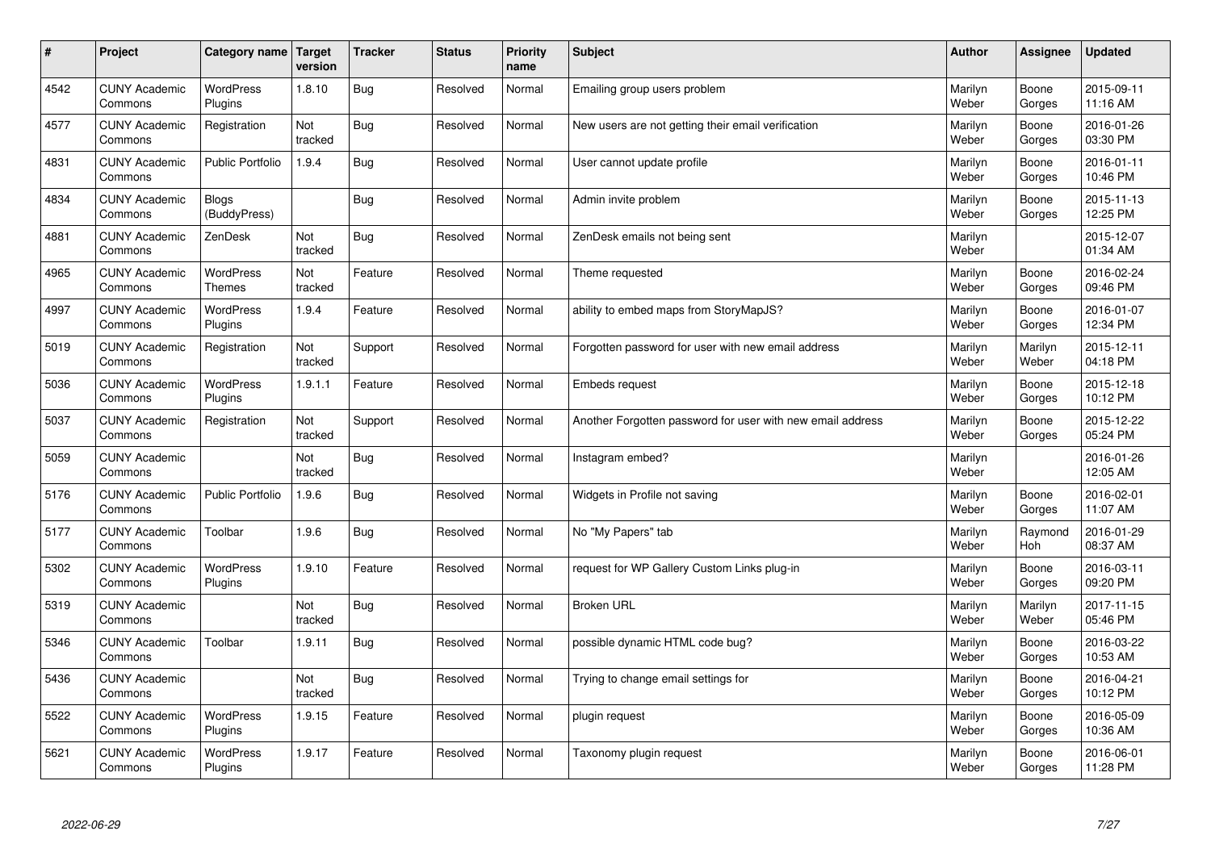| # | Project | Category name | Target version | Tracker | Status | Priority name | Subject | Author | Assignee | Updated |
|---|---|---|---|---|---|---|---|---|---|---|
| 4542 | CUNY Academic Commons | WordPress Plugins | 1.8.10 | Bug | Resolved | Normal | Emailing group users problem | Marilyn Weber | Boone Gorges | 2015-09-11 11:16 AM |
| 4577 | CUNY Academic Commons | Registration | Not tracked | Bug | Resolved | Normal | New users are not getting their email verification | Marilyn Weber | Boone Gorges | 2016-01-26 03:30 PM |
| 4831 | CUNY Academic Commons | Public Portfolio | 1.9.4 | Bug | Resolved | Normal | User cannot update profile | Marilyn Weber | Boone Gorges | 2016-01-11 10:46 PM |
| 4834 | CUNY Academic Commons | Blogs (BuddyPress) | | Bug | Resolved | Normal | Admin invite problem | Marilyn Weber | Boone Gorges | 2015-11-13 12:25 PM |
| 4881 | CUNY Academic Commons | ZenDesk | Not tracked | Bug | Resolved | Normal | ZenDesk emails not being sent | Marilyn Weber | | 2015-12-07 01:34 AM |
| 4965 | CUNY Academic Commons | WordPress Themes | Not tracked | Feature | Resolved | Normal | Theme requested | Marilyn Weber | Boone Gorges | 2016-02-24 09:46 PM |
| 4997 | CUNY Academic Commons | WordPress Plugins | 1.9.4 | Feature | Resolved | Normal | ability to embed maps from StoryMapJS? | Marilyn Weber | Boone Gorges | 2016-01-07 12:34 PM |
| 5019 | CUNY Academic Commons | Registration | Not tracked | Support | Resolved | Normal | Forgotten password for user with new email address | Marilyn Weber | Marilyn Weber | 2015-12-11 04:18 PM |
| 5036 | CUNY Academic Commons | WordPress Plugins | 1.9.1.1 | Feature | Resolved | Normal | Embeds request | Marilyn Weber | Boone Gorges | 2015-12-18 10:12 PM |
| 5037 | CUNY Academic Commons | Registration | Not tracked | Support | Resolved | Normal | Another Forgotten password for user with new email address | Marilyn Weber | Boone Gorges | 2015-12-22 05:24 PM |
| 5059 | CUNY Academic Commons | | Not tracked | Bug | Resolved | Normal | Instagram embed? | Marilyn Weber | | 2016-01-26 12:05 AM |
| 5176 | CUNY Academic Commons | Public Portfolio | 1.9.6 | Bug | Resolved | Normal | Widgets in Profile not saving | Marilyn Weber | Boone Gorges | 2016-02-01 11:07 AM |
| 5177 | CUNY Academic Commons | Toolbar | 1.9.6 | Bug | Resolved | Normal | No "My Papers" tab | Marilyn Weber | Raymond Hoh | 2016-01-29 08:37 AM |
| 5302 | CUNY Academic Commons | WordPress Plugins | 1.9.10 | Feature | Resolved | Normal | request for WP Gallery Custom Links plug-in | Marilyn Weber | Boone Gorges | 2016-03-11 09:20 PM |
| 5319 | CUNY Academic Commons | | Not tracked | Bug | Resolved | Normal | Broken URL | Marilyn Weber | Marilyn Weber | 2017-11-15 05:46 PM |
| 5346 | CUNY Academic Commons | Toolbar | 1.9.11 | Bug | Resolved | Normal | possible dynamic HTML code bug? | Marilyn Weber | Boone Gorges | 2016-03-22 10:53 AM |
| 5436 | CUNY Academic Commons | | Not tracked | Bug | Resolved | Normal | Trying to change email settings for | Marilyn Weber | Boone Gorges | 2016-04-21 10:12 PM |
| 5522 | CUNY Academic Commons | WordPress Plugins | 1.9.15 | Feature | Resolved | Normal | plugin request | Marilyn Weber | Boone Gorges | 2016-05-09 10:36 AM |
| 5621 | CUNY Academic Commons | WordPress Plugins | 1.9.17 | Feature | Resolved | Normal | Taxonomy plugin request | Marilyn Weber | Boone Gorges | 2016-06-01 11:28 PM |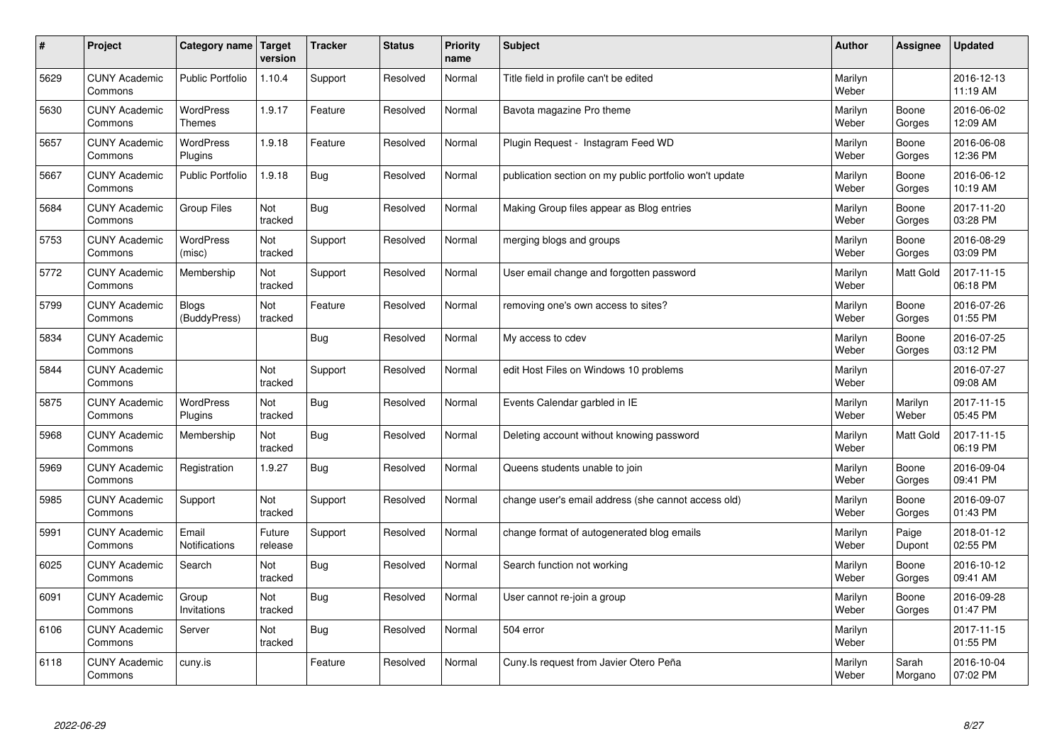| # | Project | Category name | Target version | Tracker | Status | Priority name | Subject | Author | Assignee | Updated |
|---|---|---|---|---|---|---|---|---|---|---|
| 5629 | CUNY Academic Commons | Public Portfolio | 1.10.4 | Support | Resolved | Normal | Title field in profile can't be edited | Marilyn Weber | | 2016-12-13 11:19 AM |
| 5630 | CUNY Academic Commons | WordPress Themes | 1.9.17 | Feature | Resolved | Normal | Bavota magazine Pro theme | Marilyn Weber | Boone Gorges | 2016-06-02 12:09 AM |
| 5657 | CUNY Academic Commons | WordPress Plugins | 1.9.18 | Feature | Resolved | Normal | Plugin Request - Instagram Feed WD | Marilyn Weber | Boone Gorges | 2016-06-08 12:36 PM |
| 5667 | CUNY Academic Commons | Public Portfolio | 1.9.18 | Bug | Resolved | Normal | publication section on my public portfolio won't update | Marilyn Weber | Boone Gorges | 2016-06-12 10:19 AM |
| 5684 | CUNY Academic Commons | Group Files | Not tracked | Bug | Resolved | Normal | Making Group files appear as Blog entries | Marilyn Weber | Boone Gorges | 2017-11-20 03:28 PM |
| 5753 | CUNY Academic Commons | WordPress (misc) | Not tracked | Support | Resolved | Normal | merging blogs and groups | Marilyn Weber | Boone Gorges | 2016-08-29 03:09 PM |
| 5772 | CUNY Academic Commons | Membership | Not tracked | Support | Resolved | Normal | User email change and forgotten password | Marilyn Weber | Matt Gold | 2017-11-15 06:18 PM |
| 5799 | CUNY Academic Commons | Blogs (BuddyPress) | Not tracked | Feature | Resolved | Normal | removing one's own access to sites? | Marilyn Weber | Boone Gorges | 2016-07-26 01:55 PM |
| 5834 | CUNY Academic Commons | | | Bug | Resolved | Normal | My access to cdev | Marilyn Weber | Boone Gorges | 2016-07-25 03:12 PM |
| 5844 | CUNY Academic Commons | | Not tracked | Support | Resolved | Normal | edit Host Files on Windows 10 problems | Marilyn Weber | | 2016-07-27 09:08 AM |
| 5875 | CUNY Academic Commons | WordPress Plugins | Not tracked | Bug | Resolved | Normal | Events Calendar garbled in IE | Marilyn Weber | Marilyn Weber | 2017-11-15 05:45 PM |
| 5968 | CUNY Academic Commons | Membership | Not tracked | Bug | Resolved | Normal | Deleting account without knowing password | Marilyn Weber | Matt Gold | 2017-11-15 06:19 PM |
| 5969 | CUNY Academic Commons | Registration | 1.9.27 | Bug | Resolved | Normal | Queens students unable to join | Marilyn Weber | Boone Gorges | 2016-09-04 09:41 PM |
| 5985 | CUNY Academic Commons | Support | Not tracked | Support | Resolved | Normal | change user's email address (she cannot access old) | Marilyn Weber | Boone Gorges | 2016-09-07 01:43 PM |
| 5991 | CUNY Academic Commons | Email Notifications | Future release | Support | Resolved | Normal | change format of autogenerated blog emails | Marilyn Weber | Paige Dupont | 2018-01-12 02:55 PM |
| 6025 | CUNY Academic Commons | Search | Not tracked | Bug | Resolved | Normal | Search function not working | Marilyn Weber | Boone Gorges | 2016-10-12 09:41 AM |
| 6091 | CUNY Academic Commons | Group Invitations | Not tracked | Bug | Resolved | Normal | User cannot re-join a group | Marilyn Weber | Boone Gorges | 2016-09-28 01:47 PM |
| 6106 | CUNY Academic Commons | Server | Not tracked | Bug | Resolved | Normal | 504 error | Marilyn Weber | | 2017-11-15 01:55 PM |
| 6118 | CUNY Academic Commons | cuny.is | | Feature | Resolved | Normal | Cuny.Is request from Javier Otero Peña | Marilyn Weber | Sarah Morgano | 2016-10-04 07:02 PM |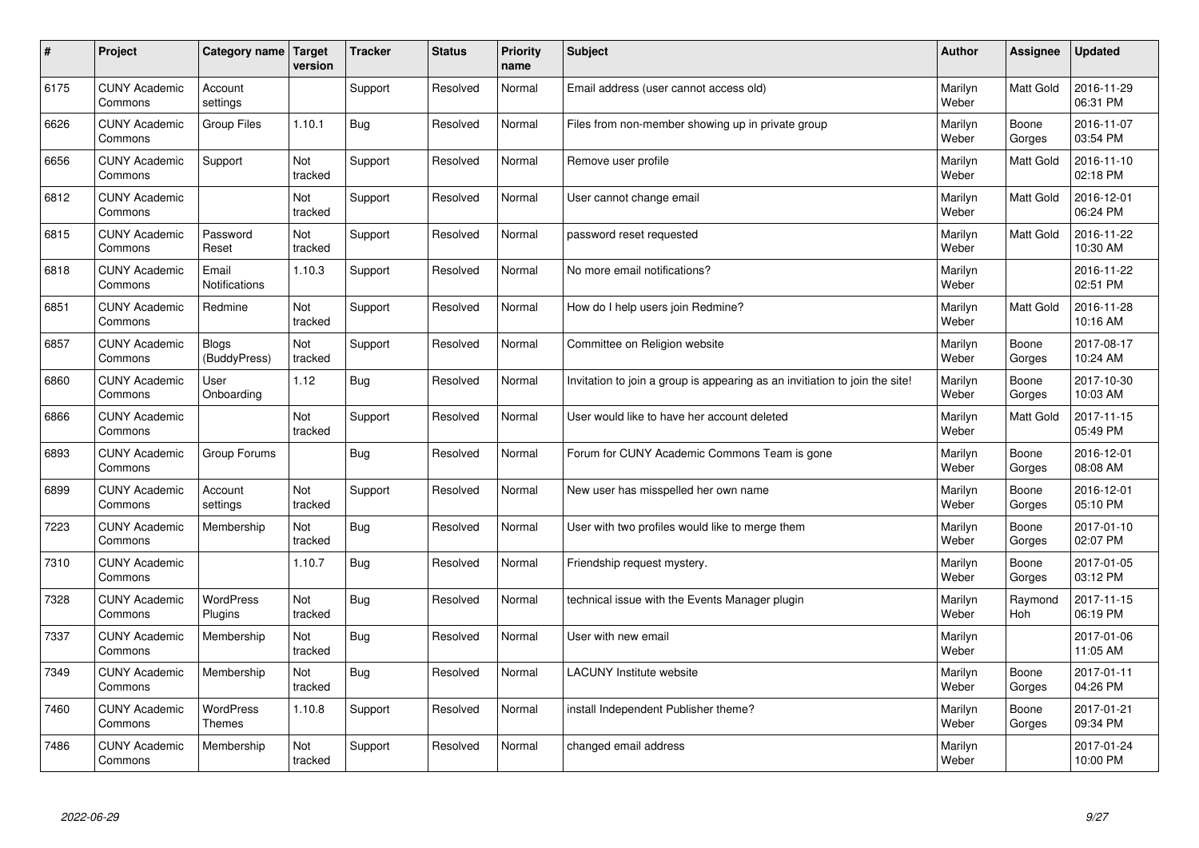| # | Project | Category name | Target version | Tracker | Status | Priority name | Subject | Author | Assignee | Updated |
|---|---|---|---|---|---|---|---|---|---|---|
| 6175 | CUNY Academic Commons | Account settings | | Support | Resolved | Normal | Email address (user cannot access old) | Marilyn Weber | Matt Gold | 2016-11-29 06:31 PM |
| 6626 | CUNY Academic Commons | Group Files | 1.10.1 | Bug | Resolved | Normal | Files from non-member showing up in private group | Marilyn Weber | Boone Gorges | 2016-11-07 03:54 PM |
| 6656 | CUNY Academic Commons | Support | Not tracked | Support | Resolved | Normal | Remove user profile | Marilyn Weber | Matt Gold | 2016-11-10 02:18 PM |
| 6812 | CUNY Academic Commons | | Not tracked | Support | Resolved | Normal | User cannot change email | Marilyn Weber | Matt Gold | 2016-12-01 06:24 PM |
| 6815 | CUNY Academic Commons | Password Reset | Not tracked | Support | Resolved | Normal | password reset requested | Marilyn Weber | Matt Gold | 2016-11-22 10:30 AM |
| 6818 | CUNY Academic Commons | Email Notifications | 1.10.3 | Support | Resolved | Normal | No more email notifications? | Marilyn Weber | | 2016-11-22 02:51 PM |
| 6851 | CUNY Academic Commons | Redmine | Not tracked | Support | Resolved | Normal | How do I help users join Redmine? | Marilyn Weber | Matt Gold | 2016-11-28 10:16 AM |
| 6857 | CUNY Academic Commons | Blogs (BuddyPress) | Not tracked | Support | Resolved | Normal | Committee on Religion website | Marilyn Weber | Boone Gorges | 2017-08-17 10:24 AM |
| 6860 | CUNY Academic Commons | User Onboarding | 1.12 | Bug | Resolved | Normal | Invitation to join a group is appearing as an invitiation to join the site! | Marilyn Weber | Boone Gorges | 2017-10-30 10:03 AM |
| 6866 | CUNY Academic Commons | | Not tracked | Support | Resolved | Normal | User would like to have her account deleted | Marilyn Weber | Matt Gold | 2017-11-15 05:49 PM |
| 6893 | CUNY Academic Commons | Group Forums | | Bug | Resolved | Normal | Forum for CUNY Academic Commons Team is gone | Marilyn Weber | Boone Gorges | 2016-12-01 08:08 AM |
| 6899 | CUNY Academic Commons | Account settings | Not tracked | Support | Resolved | Normal | New user has misspelled her own name | Marilyn Weber | Boone Gorges | 2016-12-01 05:10 PM |
| 7223 | CUNY Academic Commons | Membership | Not tracked | Bug | Resolved | Normal | User with two profiles would like to merge them | Marilyn Weber | Boone Gorges | 2017-01-10 02:07 PM |
| 7310 | CUNY Academic Commons | | 1.10.7 | Bug | Resolved | Normal | Friendship request mystery. | Marilyn Weber | Boone Gorges | 2017-01-05 03:12 PM |
| 7328 | CUNY Academic Commons | WordPress Plugins | Not tracked | Bug | Resolved | Normal | technical issue with the Events Manager plugin | Marilyn Weber | Raymond Hoh | 2017-11-15 06:19 PM |
| 7337 | CUNY Academic Commons | Membership | Not tracked | Bug | Resolved | Normal | User with new email | Marilyn Weber | | 2017-01-06 11:05 AM |
| 7349 | CUNY Academic Commons | Membership | Not tracked | Bug | Resolved | Normal | LACUNY Institute website | Marilyn Weber | Boone Gorges | 2017-01-11 04:26 PM |
| 7460 | CUNY Academic Commons | WordPress Themes | 1.10.8 | Support | Resolved | Normal | install Independent Publisher theme? | Marilyn Weber | Boone Gorges | 2017-01-21 09:34 PM |
| 7486 | CUNY Academic Commons | Membership | Not tracked | Support | Resolved | Normal | changed email address | Marilyn Weber | | 2017-01-24 10:00 PM |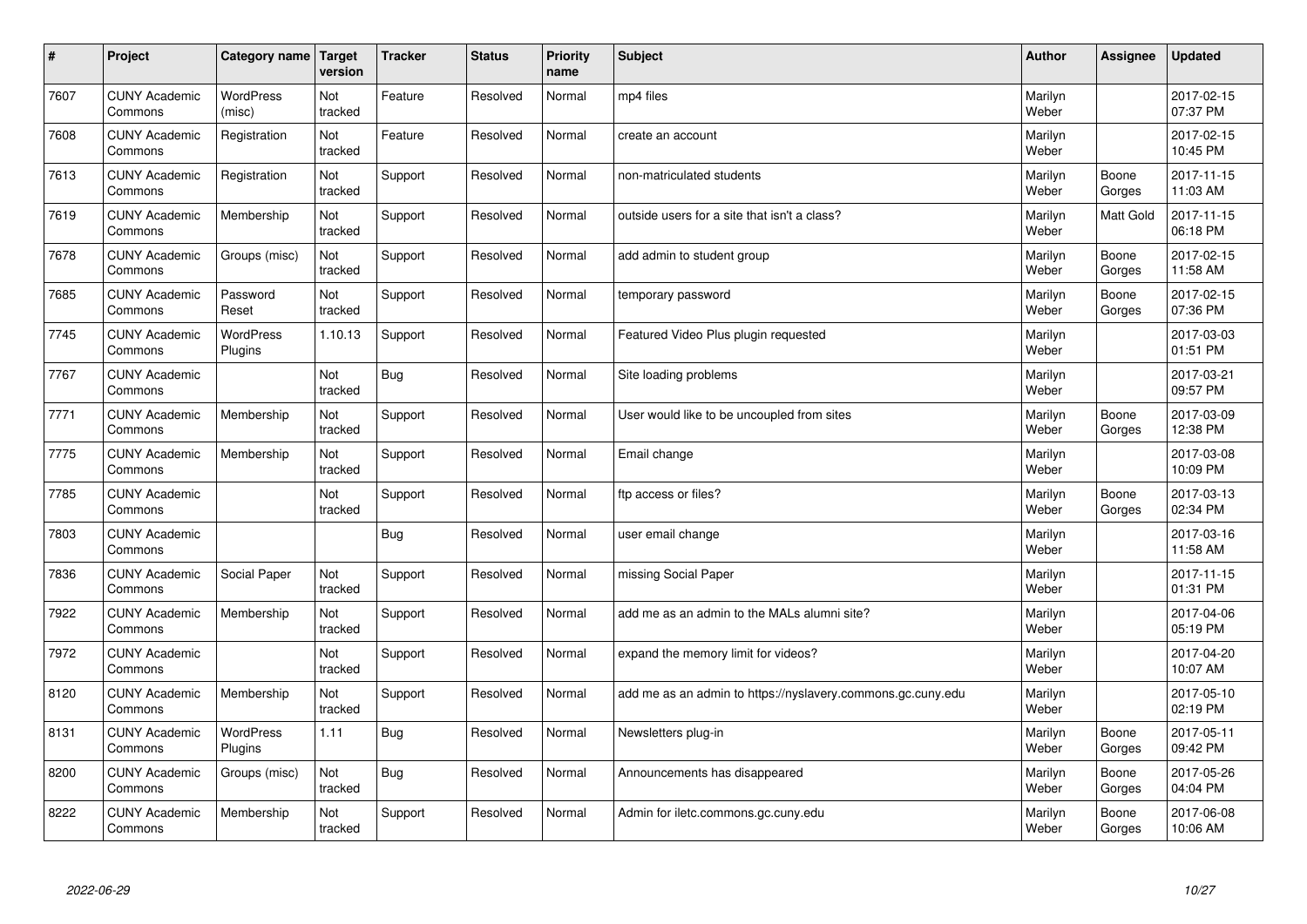| # | Project | Category name | Target version | Tracker | Status | Priority name | Subject | Author | Assignee | Updated |
|---|---|---|---|---|---|---|---|---|---|---|
| 7607 | CUNY Academic Commons | WordPress (misc) | Not tracked | Feature | Resolved | Normal | mp4 files | Marilyn Weber | | 2017-02-15 07:37 PM |
| 7608 | CUNY Academic Commons | Registration | Not tracked | Feature | Resolved | Normal | create an account | Marilyn Weber | | 2017-02-15 10:45 PM |
| 7613 | CUNY Academic Commons | Registration | Not tracked | Support | Resolved | Normal | non-matriculated students | Marilyn Weber | Boone Gorges | 2017-11-15 11:03 AM |
| 7619 | CUNY Academic Commons | Membership | Not tracked | Support | Resolved | Normal | outside users for a site that isn't a class? | Marilyn Weber | Matt Gold | 2017-11-15 06:18 PM |
| 7678 | CUNY Academic Commons | Groups (misc) | Not tracked | Support | Resolved | Normal | add admin to student group | Marilyn Weber | Boone Gorges | 2017-02-15 11:58 AM |
| 7685 | CUNY Academic Commons | Password Reset | Not tracked | Support | Resolved | Normal | temporary password | Marilyn Weber | Boone Gorges | 2017-02-15 07:36 PM |
| 7745 | CUNY Academic Commons | WordPress Plugins | 1.10.13 | Support | Resolved | Normal | Featured Video Plus plugin requested | Marilyn Weber | | 2017-03-03 01:51 PM |
| 7767 | CUNY Academic Commons | | Not tracked | Bug | Resolved | Normal | Site loading problems | Marilyn Weber | | 2017-03-21 09:57 PM |
| 7771 | CUNY Academic Commons | Membership | Not tracked | Support | Resolved | Normal | User would like to be uncoupled from sites | Marilyn Weber | Boone Gorges | 2017-03-09 12:38 PM |
| 7775 | CUNY Academic Commons | Membership | Not tracked | Support | Resolved | Normal | Email change | Marilyn Weber | | 2017-03-08 10:09 PM |
| 7785 | CUNY Academic Commons | | Not tracked | Support | Resolved | Normal | ftp access or files? | Marilyn Weber | Boone Gorges | 2017-03-13 02:34 PM |
| 7803 | CUNY Academic Commons | | | Bug | Resolved | Normal | user email change | Marilyn Weber | | 2017-03-16 11:58 AM |
| 7836 | CUNY Academic Commons | Social Paper | Not tracked | Support | Resolved | Normal | missing Social Paper | Marilyn Weber | | 2017-11-15 01:31 PM |
| 7922 | CUNY Academic Commons | Membership | Not tracked | Support | Resolved | Normal | add me as an admin to the MALs alumni site? | Marilyn Weber | | 2017-04-06 05:19 PM |
| 7972 | CUNY Academic Commons | | Not tracked | Support | Resolved | Normal | expand the memory limit for videos? | Marilyn Weber | | 2017-04-20 10:07 AM |
| 8120 | CUNY Academic Commons | Membership | Not tracked | Support | Resolved | Normal | add me as an admin to https://nyslavery.commons.gc.cuny.edu | Marilyn Weber | | 2017-05-10 02:19 PM |
| 8131 | CUNY Academic Commons | WordPress Plugins | 1.11 | Bug | Resolved | Normal | Newsletters plug-in | Marilyn Weber | Boone Gorges | 2017-05-11 09:42 PM |
| 8200 | CUNY Academic Commons | Groups (misc) | Not tracked | Bug | Resolved | Normal | Announcements has disappeared | Marilyn Weber | Boone Gorges | 2017-05-26 04:04 PM |
| 8222 | CUNY Academic Commons | Membership | Not tracked | Support | Resolved | Normal | Admin for iletc.commons.gc.cuny.edu | Marilyn Weber | Boone Gorges | 2017-06-08 10:06 AM |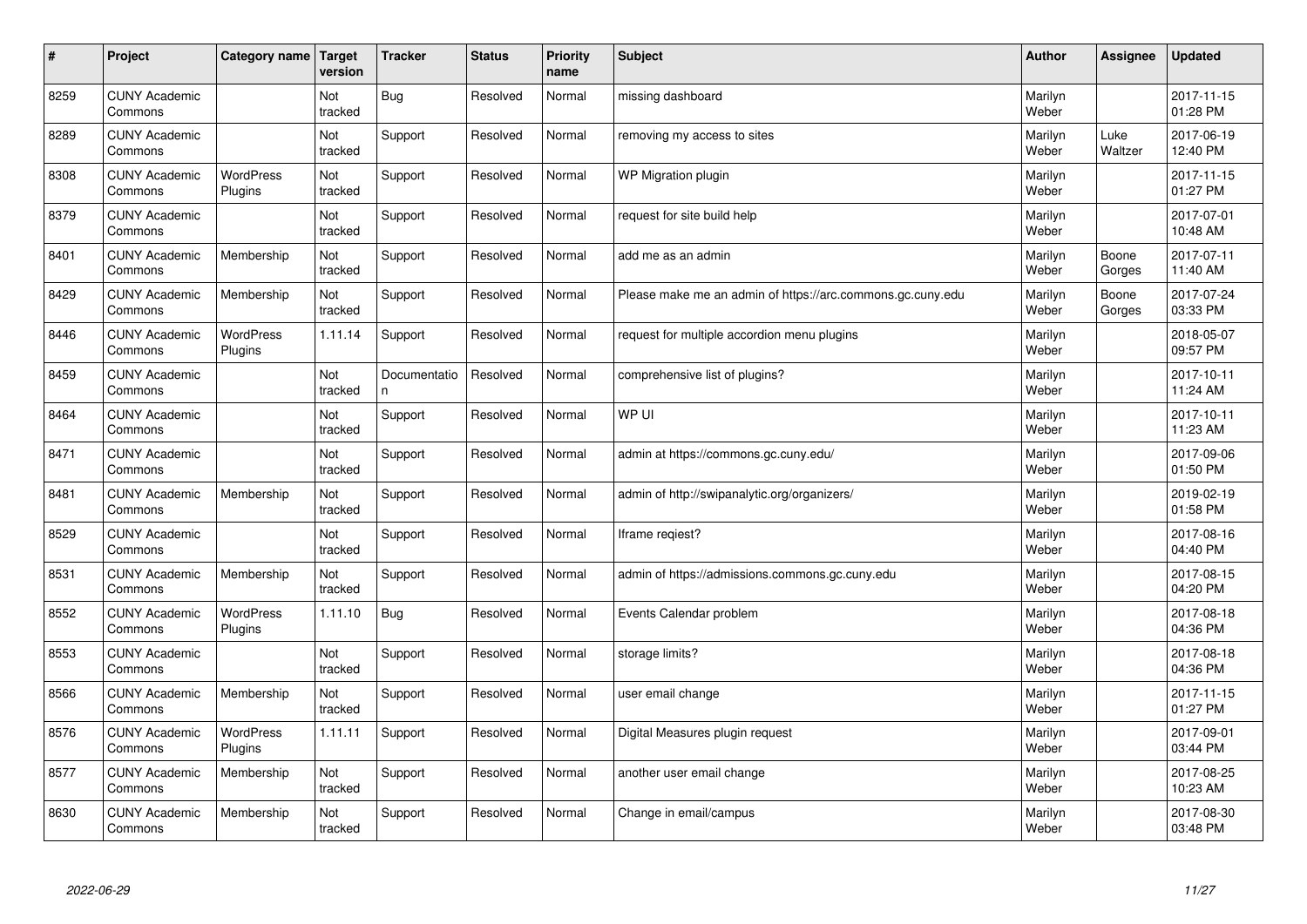| # | Project | Category name | Target version | Tracker | Status | Priority name | Subject | Author | Assignee | Updated |
|---|---|---|---|---|---|---|---|---|---|---|
| 8259 | CUNY Academic Commons | | Not tracked | Bug | Resolved | Normal | missing dashboard | Marilyn Weber | | 2017-11-15 01:28 PM |
| 8289 | CUNY Academic Commons | | Not tracked | Support | Resolved | Normal | removing my access to sites | Marilyn Weber | Luke Waltzer | 2017-06-19 12:40 PM |
| 8308 | CUNY Academic Commons | WordPress Plugins | Not tracked | Support | Resolved | Normal | WP Migration plugin | Marilyn Weber | | 2017-11-15 01:27 PM |
| 8379 | CUNY Academic Commons | | Not tracked | Support | Resolved | Normal | request for site build help | Marilyn Weber | | 2017-07-01 10:48 AM |
| 8401 | CUNY Academic Commons | Membership | Not tracked | Support | Resolved | Normal | add me as an admin | Marilyn Weber | Boone Gorges | 2017-07-11 11:40 AM |
| 8429 | CUNY Academic Commons | Membership | Not tracked | Support | Resolved | Normal | Please make me an admin of https://arc.commons.gc.cuny.edu | Marilyn Weber | Boone Gorges | 2017-07-24 03:33 PM |
| 8446 | CUNY Academic Commons | WordPress Plugins | 1.11.14 | Support | Resolved | Normal | request for multiple accordion menu plugins | Marilyn Weber | | 2018-05-07 09:57 PM |
| 8459 | CUNY Academic Commons | | Not tracked | Documentation | Resolved | Normal | comprehensive list of plugins? | Marilyn Weber | | 2017-10-11 11:24 AM |
| 8464 | CUNY Academic Commons | | Not tracked | Support | Resolved | Normal | WP UI | Marilyn Weber | | 2017-10-11 11:23 AM |
| 8471 | CUNY Academic Commons | | Not tracked | Support | Resolved | Normal | admin at https://commons.gc.cuny.edu/ | Marilyn Weber | | 2017-09-06 01:50 PM |
| 8481 | CUNY Academic Commons | Membership | Not tracked | Support | Resolved | Normal | admin of http://swipanalytic.org/organizers/ | Marilyn Weber | | 2019-02-19 01:58 PM |
| 8529 | CUNY Academic Commons | | Not tracked | Support | Resolved | Normal | Iframe reqiest? | Marilyn Weber | | 2017-08-16 04:40 PM |
| 8531 | CUNY Academic Commons | Membership | Not tracked | Support | Resolved | Normal | admin of https://admissions.commons.gc.cuny.edu | Marilyn Weber | | 2017-08-15 04:20 PM |
| 8552 | CUNY Academic Commons | WordPress Plugins | 1.11.10 | Bug | Resolved | Normal | Events Calendar problem | Marilyn Weber | | 2017-08-18 04:36 PM |
| 8553 | CUNY Academic Commons | | Not tracked | Support | Resolved | Normal | storage limits? | Marilyn Weber | | 2017-08-18 04:36 PM |
| 8566 | CUNY Academic Commons | Membership | Not tracked | Support | Resolved | Normal | user email change | Marilyn Weber | | 2017-11-15 01:27 PM |
| 8576 | CUNY Academic Commons | WordPress Plugins | 1.11.11 | Support | Resolved | Normal | Digital Measures plugin request | Marilyn Weber | | 2017-09-01 03:44 PM |
| 8577 | CUNY Academic Commons | Membership | Not tracked | Support | Resolved | Normal | another user email change | Marilyn Weber | | 2017-08-25 10:23 AM |
| 8630 | CUNY Academic Commons | Membership | Not tracked | Support | Resolved | Normal | Change in email/campus | Marilyn Weber | | 2017-08-30 03:48 PM |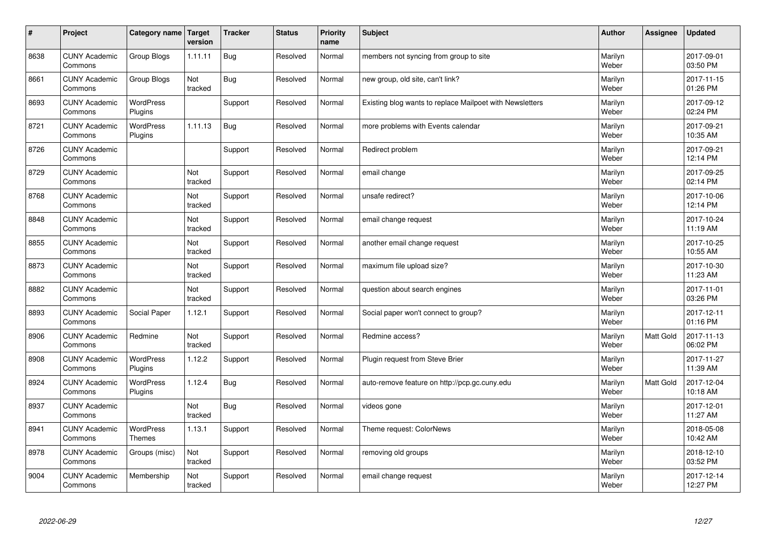| # | Project | Category name | Target version | Tracker | Status | Priority name | Subject | Author | Assignee | Updated |
|---|---|---|---|---|---|---|---|---|---|---|
| 8638 | CUNY Academic Commons | Group Blogs | 1.11.11 | Bug | Resolved | Normal | members not syncing from group to site | Marilyn Weber | | 2017-09-01 03:50 PM |
| 8661 | CUNY Academic Commons | Group Blogs | Not tracked | Bug | Resolved | Normal | new group, old site, can't link? | Marilyn Weber | | 2017-11-15 01:26 PM |
| 8693 | CUNY Academic Commons | WordPress Plugins | | Support | Resolved | Normal | Existing blog wants to replace Mailpoet with Newsletters | Marilyn Weber | | 2017-09-12 02:24 PM |
| 8721 | CUNY Academic Commons | WordPress Plugins | 1.11.13 | Bug | Resolved | Normal | more problems with Events calendar | Marilyn Weber | | 2017-09-21 10:35 AM |
| 8726 | CUNY Academic Commons | | | Support | Resolved | Normal | Redirect problem | Marilyn Weber | | 2017-09-21 12:14 PM |
| 8729 | CUNY Academic Commons | | Not tracked | Support | Resolved | Normal | email change | Marilyn Weber | | 2017-09-25 02:14 PM |
| 8768 | CUNY Academic Commons | | Not tracked | Support | Resolved | Normal | unsafe redirect? | Marilyn Weber | | 2017-10-06 12:14 PM |
| 8848 | CUNY Academic Commons | | Not tracked | Support | Resolved | Normal | email change request | Marilyn Weber | | 2017-10-24 11:19 AM |
| 8855 | CUNY Academic Commons | | Not tracked | Support | Resolved | Normal | another email change request | Marilyn Weber | | 2017-10-25 10:55 AM |
| 8873 | CUNY Academic Commons | | Not tracked | Support | Resolved | Normal | maximum file upload size? | Marilyn Weber | | 2017-10-30 11:23 AM |
| 8882 | CUNY Academic Commons | | Not tracked | Support | Resolved | Normal | question about search engines | Marilyn Weber | | 2017-11-01 03:26 PM |
| 8893 | CUNY Academic Commons | Social Paper | 1.12.1 | Support | Resolved | Normal | Social paper won't connect to group? | Marilyn Weber | | 2017-12-11 01:16 PM |
| 8906 | CUNY Academic Commons | Redmine | Not tracked | Support | Resolved | Normal | Redmine access? | Marilyn Weber | Matt Gold | 2017-11-13 06:02 PM |
| 8908 | CUNY Academic Commons | WordPress Plugins | 1.12.2 | Support | Resolved | Normal | Plugin request from Steve Brier | Marilyn Weber | | 2017-11-27 11:39 AM |
| 8924 | CUNY Academic Commons | WordPress Plugins | 1.12.4 | Bug | Resolved | Normal | auto-remove feature on http://pcp.gc.cuny.edu | Marilyn Weber | Matt Gold | 2017-12-04 10:18 AM |
| 8937 | CUNY Academic Commons | | Not tracked | Bug | Resolved | Normal | videos gone | Marilyn Weber | | 2017-12-01 11:27 AM |
| 8941 | CUNY Academic Commons | WordPress Themes | 1.13.1 | Support | Resolved | Normal | Theme request: ColorNews | Marilyn Weber | | 2018-05-08 10:42 AM |
| 8978 | CUNY Academic Commons | Groups (misc) | Not tracked | Support | Resolved | Normal | removing old groups | Marilyn Weber | | 2018-12-10 03:52 PM |
| 9004 | CUNY Academic Commons | Membership | Not tracked | Support | Resolved | Normal | email change request | Marilyn Weber | | 2017-12-14 12:27 PM |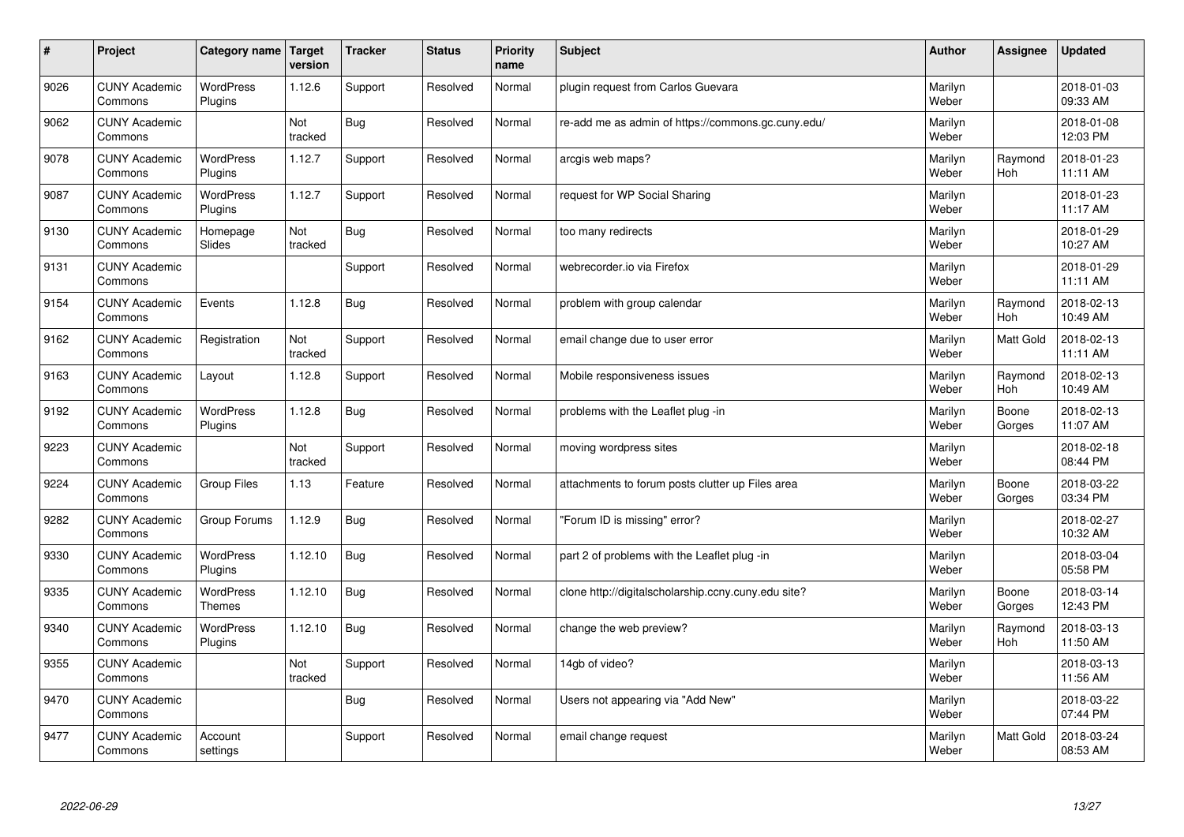| # | Project | Category name | Target version | Tracker | Status | Priority name | Subject | Author | Assignee | Updated |
|---|---|---|---|---|---|---|---|---|---|---|
| 9026 | CUNY Academic Commons | WordPress Plugins | 1.12.6 | Support | Resolved | Normal | plugin request from Carlos Guevara | Marilyn Weber | | 2018-01-03 09:33 AM |
| 9062 | CUNY Academic Commons | | Not tracked | Bug | Resolved | Normal | re-add me as admin of https://commons.gc.cuny.edu/ | Marilyn Weber | | 2018-01-08 12:03 PM |
| 9078 | CUNY Academic Commons | WordPress Plugins | 1.12.7 | Support | Resolved | Normal | arcgis web maps? | Marilyn Weber | Raymond Hoh | 2018-01-23 11:11 AM |
| 9087 | CUNY Academic Commons | WordPress Plugins | 1.12.7 | Support | Resolved | Normal | request for WP Social Sharing | Marilyn Weber | | 2018-01-23 11:17 AM |
| 9130 | CUNY Academic Commons | Homepage Slides | Not tracked | Bug | Resolved | Normal | too many redirects | Marilyn Weber | | 2018-01-29 10:27 AM |
| 9131 | CUNY Academic Commons | | | Support | Resolved | Normal | webrecorder.io via Firefox | Marilyn Weber | | 2018-01-29 11:11 AM |
| 9154 | CUNY Academic Commons | Events | 1.12.8 | Bug | Resolved | Normal | problem with group calendar | Marilyn Weber | Raymond Hoh | 2018-02-13 10:49 AM |
| 9162 | CUNY Academic Commons | Registration | Not tracked | Support | Resolved | Normal | email change due to user error | Marilyn Weber | Matt Gold | 2018-02-13 11:11 AM |
| 9163 | CUNY Academic Commons | Layout | 1.12.8 | Support | Resolved | Normal | Mobile responsiveness issues | Marilyn Weber | Raymond Hoh | 2018-02-13 10:49 AM |
| 9192 | CUNY Academic Commons | WordPress Plugins | 1.12.8 | Bug | Resolved | Normal | problems with the Leaflet plug -in | Marilyn Weber | Boone Gorges | 2018-02-13 11:07 AM |
| 9223 | CUNY Academic Commons | | Not tracked | Support | Resolved | Normal | moving wordpress sites | Marilyn Weber | | 2018-02-18 08:44 PM |
| 9224 | CUNY Academic Commons | Group Files | 1.13 | Feature | Resolved | Normal | attachments to forum posts clutter up Files area | Marilyn Weber | Boone Gorges | 2018-03-22 03:34 PM |
| 9282 | CUNY Academic Commons | Group Forums | 1.12.9 | Bug | Resolved | Normal | "Forum ID is missing" error? | Marilyn Weber | | 2018-02-27 10:32 AM |
| 9330 | CUNY Academic Commons | WordPress Plugins | 1.12.10 | Bug | Resolved | Normal | part 2 of problems with the Leaflet plug -in | Marilyn Weber | | 2018-03-04 05:58 PM |
| 9335 | CUNY Academic Commons | WordPress Themes | 1.12.10 | Bug | Resolved | Normal | clone http://digitalscholarship.ccny.cuny.edu site? | Marilyn Weber | Boone Gorges | 2018-03-14 12:43 PM |
| 9340 | CUNY Academic Commons | WordPress Plugins | 1.12.10 | Bug | Resolved | Normal | change the web preview? | Marilyn Weber | Raymond Hoh | 2018-03-13 11:50 AM |
| 9355 | CUNY Academic Commons | | Not tracked | Support | Resolved | Normal | 14gb of video? | Marilyn Weber | | 2018-03-13 11:56 AM |
| 9470 | CUNY Academic Commons | | | Bug | Resolved | Normal | Users not appearing via "Add New" | Marilyn Weber | | 2018-03-22 07:44 PM |
| 9477 | CUNY Academic Commons | Account settings | | Support | Resolved | Normal | email change request | Marilyn Weber | Matt Gold | 2018-03-24 08:53 AM |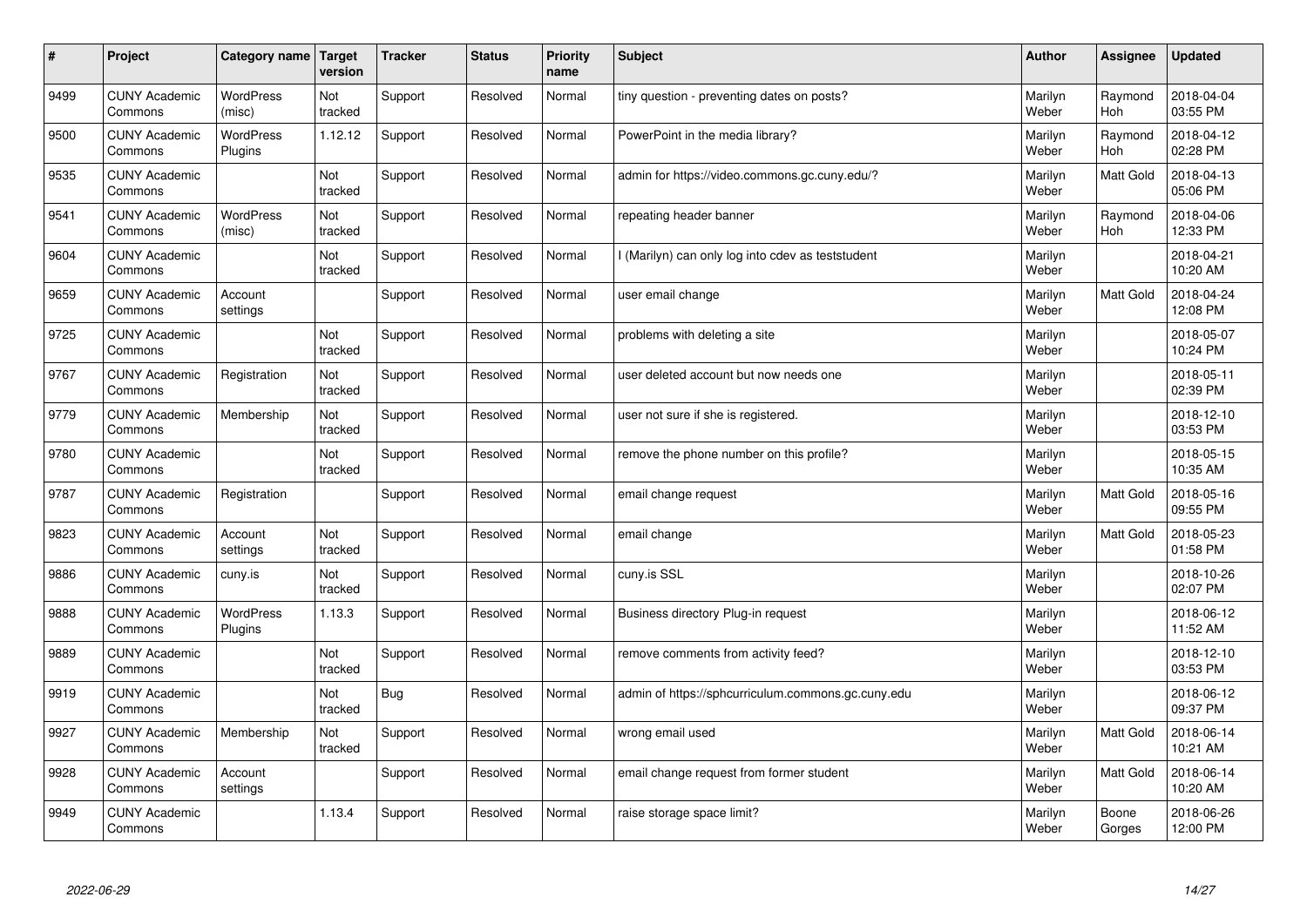| # | Project | Category name | Target version | Tracker | Status | Priority name | Subject | Author | Assignee | Updated |
|---|---|---|---|---|---|---|---|---|---|---|
| 9499 | CUNY Academic Commons | WordPress (misc) | Not tracked | Support | Resolved | Normal | tiny question - preventing dates on posts? | Marilyn Weber | Raymond Hoh | 2018-04-04 03:55 PM |
| 9500 | CUNY Academic Commons | WordPress Plugins | 1.12.12 | Support | Resolved | Normal | PowerPoint in the media library? | Marilyn Weber | Raymond Hoh | 2018-04-12 02:28 PM |
| 9535 | CUNY Academic Commons | | Not tracked | Support | Resolved | Normal | admin for https://video.commons.gc.cuny.edu/? | Marilyn Weber | Matt Gold | 2018-04-13 05:06 PM |
| 9541 | CUNY Academic Commons | WordPress (misc) | Not tracked | Support | Resolved | Normal | repeating header banner | Marilyn Weber | Raymond Hoh | 2018-04-06 12:33 PM |
| 9604 | CUNY Academic Commons | | Not tracked | Support | Resolved | Normal | I (Marilyn) can only log into cdev as teststudent | Marilyn Weber | | 2018-04-21 10:20 AM |
| 9659 | CUNY Academic Commons | Account settings | | Support | Resolved | Normal | user email change | Marilyn Weber | Matt Gold | 2018-04-24 12:08 PM |
| 9725 | CUNY Academic Commons | | Not tracked | Support | Resolved | Normal | problems with deleting a site | Marilyn Weber | | 2018-05-07 10:24 PM |
| 9767 | CUNY Academic Commons | Registration | Not tracked | Support | Resolved | Normal | user deleted account but now needs one | Marilyn Weber | | 2018-05-11 02:39 PM |
| 9779 | CUNY Academic Commons | Membership | Not tracked | Support | Resolved | Normal | user not sure if she is registered. | Marilyn Weber | | 2018-12-10 03:53 PM |
| 9780 | CUNY Academic Commons | | Not tracked | Support | Resolved | Normal | remove the phone number on this profile? | Marilyn Weber | | 2018-05-15 10:35 AM |
| 9787 | CUNY Academic Commons | Registration | | Support | Resolved | Normal | email change request | Marilyn Weber | Matt Gold | 2018-05-16 09:55 PM |
| 9823 | CUNY Academic Commons | Account settings | Not tracked | Support | Resolved | Normal | email change | Marilyn Weber | Matt Gold | 2018-05-23 01:58 PM |
| 9886 | CUNY Academic Commons | cuny.is | Not tracked | Support | Resolved | Normal | cuny.is SSL | Marilyn Weber | | 2018-10-26 02:07 PM |
| 9888 | CUNY Academic Commons | WordPress Plugins | 1.13.3 | Support | Resolved | Normal | Business directory Plug-in request | Marilyn Weber | | 2018-06-12 11:52 AM |
| 9889 | CUNY Academic Commons | | Not tracked | Support | Resolved | Normal | remove comments from activity feed? | Marilyn Weber | | 2018-12-10 03:53 PM |
| 9919 | CUNY Academic Commons | | Not tracked | Bug | Resolved | Normal | admin of https://sphcurriculum.commons.gc.cuny.edu | Marilyn Weber | | 2018-06-12 09:37 PM |
| 9927 | CUNY Academic Commons | Membership | Not tracked | Support | Resolved | Normal | wrong email used | Marilyn Weber | Matt Gold | 2018-06-14 10:21 AM |
| 9928 | CUNY Academic Commons | Account settings | | Support | Resolved | Normal | email change request from former student | Marilyn Weber | Matt Gold | 2018-06-14 10:20 AM |
| 9949 | CUNY Academic Commons | | 1.13.4 | Support | Resolved | Normal | raise storage space limit? | Marilyn Weber | Boone Gorges | 2018-06-26 12:00 PM |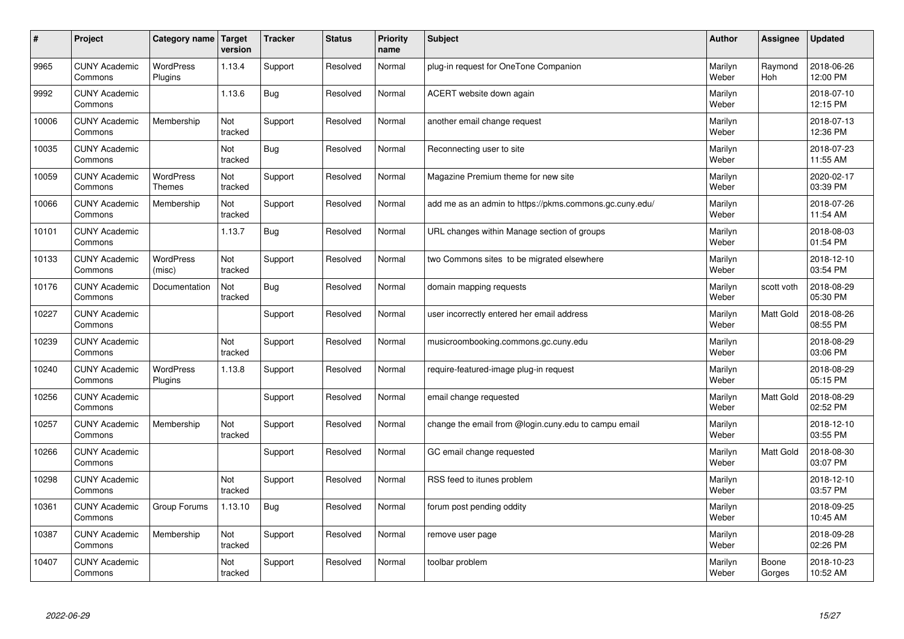| # | Project | Category name | Target version | Tracker | Status | Priority name | Subject | Author | Assignee | Updated |
|---|---|---|---|---|---|---|---|---|---|---|
| 9965 | CUNY Academic Commons | WordPress Plugins | 1.13.4 | Support | Resolved | Normal | plug-in request for OneTone Companion | Marilyn Weber | Raymond Hoh | 2018-06-26 12:00 PM |
| 9992 | CUNY Academic Commons | | 1.13.6 | Bug | Resolved | Normal | ACERT website down again | Marilyn Weber | | 2018-07-10 12:15 PM |
| 10006 | CUNY Academic Commons | Membership | Not tracked | Support | Resolved | Normal | another email change request | Marilyn Weber | | 2018-07-13 12:36 PM |
| 10035 | CUNY Academic Commons | | Not tracked | Bug | Resolved | Normal | Reconnecting user to site | Marilyn Weber | | 2018-07-23 11:55 AM |
| 10059 | CUNY Academic Commons | WordPress Themes | Not tracked | Support | Resolved | Normal | Magazine Premium theme for new site | Marilyn Weber | | 2020-02-17 03:39 PM |
| 10066 | CUNY Academic Commons | Membership | Not tracked | Support | Resolved | Normal | add me as an admin to https://pkms.commons.gc.cuny.edu/ | Marilyn Weber | | 2018-07-26 11:54 AM |
| 10101 | CUNY Academic Commons | | 1.13.7 | Bug | Resolved | Normal | URL changes within Manage section of groups | Marilyn Weber | | 2018-08-03 01:54 PM |
| 10133 | CUNY Academic Commons | WordPress (misc) | Not tracked | Support | Resolved | Normal | two Commons sites to be migrated elsewhere | Marilyn Weber | | 2018-12-10 03:54 PM |
| 10176 | CUNY Academic Commons | Documentation | Not tracked | Bug | Resolved | Normal | domain mapping requests | Marilyn Weber | scott voth | 2018-08-29 05:30 PM |
| 10227 | CUNY Academic Commons | | | Support | Resolved | Normal | user incorrectly entered her email address | Marilyn Weber | Matt Gold | 2018-08-26 08:55 PM |
| 10239 | CUNY Academic Commons | | Not tracked | Support | Resolved | Normal | musicroombooking.commons.gc.cuny.edu | Marilyn Weber | | 2018-08-29 03:06 PM |
| 10240 | CUNY Academic Commons | WordPress Plugins | 1.13.8 | Support | Resolved | Normal | require-featured-image plug-in request | Marilyn Weber | | 2018-08-29 05:15 PM |
| 10256 | CUNY Academic Commons | | | Support | Resolved | Normal | email change requested | Marilyn Weber | Matt Gold | 2018-08-29 02:52 PM |
| 10257 | CUNY Academic Commons | Membership | Not tracked | Support | Resolved | Normal | change the email from @login.cuny.edu to campu email | Marilyn Weber | | 2018-12-10 03:55 PM |
| 10266 | CUNY Academic Commons | | | Support | Resolved | Normal | GC email change requested | Marilyn Weber | Matt Gold | 2018-08-30 03:07 PM |
| 10298 | CUNY Academic Commons | | Not tracked | Support | Resolved | Normal | RSS feed to itunes problem | Marilyn Weber | | 2018-12-10 03:57 PM |
| 10361 | CUNY Academic Commons | Group Forums | 1.13.10 | Bug | Resolved | Normal | forum post pending oddity | Marilyn Weber | | 2018-09-25 10:45 AM |
| 10387 | CUNY Academic Commons | Membership | Not tracked | Support | Resolved | Normal | remove user page | Marilyn Weber | | 2018-09-28 02:26 PM |
| 10407 | CUNY Academic Commons | | Not tracked | Support | Resolved | Normal | toolbar problem | Marilyn Weber | Boone Gorges | 2018-10-23 10:52 AM |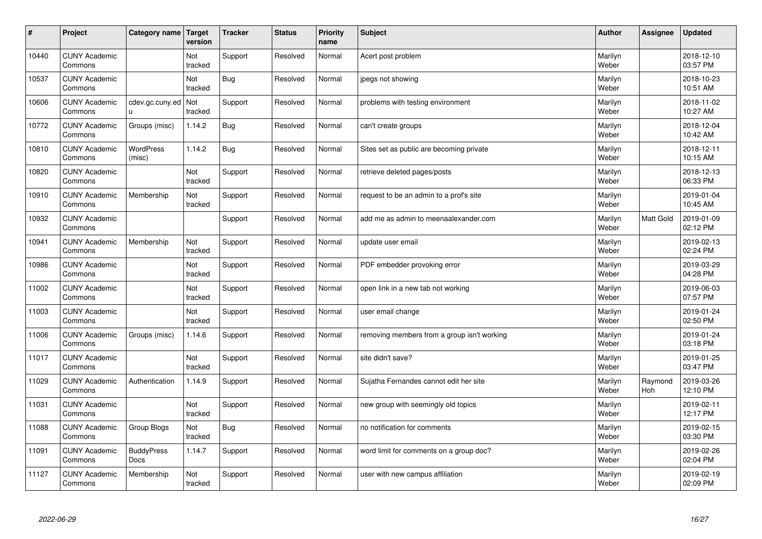| # | Project | Category name | Target version | Tracker | Status | Priority name | Subject | Author | Assignee | Updated |
|---|---|---|---|---|---|---|---|---|---|---|
| 10440 | CUNY Academic Commons | | Not tracked | Support | Resolved | Normal | Acert post problem | Marilyn Weber | | 2018-12-10 03:57 PM |
| 10537 | CUNY Academic Commons | | Not tracked | Bug | Resolved | Normal | jpegs not showing | Marilyn Weber | | 2018-10-23 10:51 AM |
| 10606 | CUNY Academic Commons | cdev.gc.cuny.edu | Not tracked | Support | Resolved | Normal | problems with testing environment | Marilyn Weber | | 2018-11-02 10:27 AM |
| 10772 | CUNY Academic Commons | Groups (misc) | 1.14.2 | Bug | Resolved | Normal | can't create groups | Marilyn Weber | | 2018-12-04 10:42 AM |
| 10810 | CUNY Academic Commons | WordPress (misc) | 1.14.2 | Bug | Resolved | Normal | Sites set as public are becoming private | Marilyn Weber | | 2018-12-11 10:15 AM |
| 10820 | CUNY Academic Commons | | Not tracked | Support | Resolved | Normal | retrieve deleted pages/posts | Marilyn Weber | | 2018-12-13 06:33 PM |
| 10910 | CUNY Academic Commons | Membership | Not tracked | Support | Resolved | Normal | request to be an admin to a prof's site | Marilyn Weber | | 2019-01-04 10:45 AM |
| 10932 | CUNY Academic Commons | | | Support | Resolved | Normal | add me as admin to meenaalexander.com | Marilyn Weber | Matt Gold | 2019-01-09 02:12 PM |
| 10941 | CUNY Academic Commons | Membership | Not tracked | Support | Resolved | Normal | update user email | Marilyn Weber | | 2019-02-13 02:24 PM |
| 10986 | CUNY Academic Commons | | Not tracked | Support | Resolved | Normal | PDF embedder provoking error | Marilyn Weber | | 2019-03-29 04:28 PM |
| 11002 | CUNY Academic Commons | | Not tracked | Support | Resolved | Normal | open link in a new tab not working | Marilyn Weber | | 2019-06-03 07:57 PM |
| 11003 | CUNY Academic Commons | | Not tracked | Support | Resolved | Normal | user email change | Marilyn Weber | | 2019-01-24 02:50 PM |
| 11006 | CUNY Academic Commons | Groups (misc) | 1.14.6 | Support | Resolved | Normal | removing members from a group isn't working | Marilyn Weber | | 2019-01-24 03:18 PM |
| 11017 | CUNY Academic Commons | | Not tracked | Support | Resolved | Normal | site didn't save? | Marilyn Weber | | 2019-01-25 03:47 PM |
| 11029 | CUNY Academic Commons | Authentication | 1.14.9 | Support | Resolved | Normal | Sujatha Fernandes cannot edit her site | Marilyn Weber | Raymond Hoh | 2019-03-26 12:10 PM |
| 11031 | CUNY Academic Commons | | Not tracked | Support | Resolved | Normal | new group with seemingly old topics | Marilyn Weber | | 2019-02-11 12:17 PM |
| 11088 | CUNY Academic Commons | Group Blogs | Not tracked | Bug | Resolved | Normal | no notification for comments | Marilyn Weber | | 2019-02-15 03:30 PM |
| 11091 | CUNY Academic Commons | BuddyPress Docs | 1.14.7 | Support | Resolved | Normal | word limit for comments on a group doc? | Marilyn Weber | | 2019-02-26 02:04 PM |
| 11127 | CUNY Academic Commons | Membership | Not tracked | Support | Resolved | Normal | user with new campus affiliation | Marilyn Weber | | 2019-02-19 02:09 PM |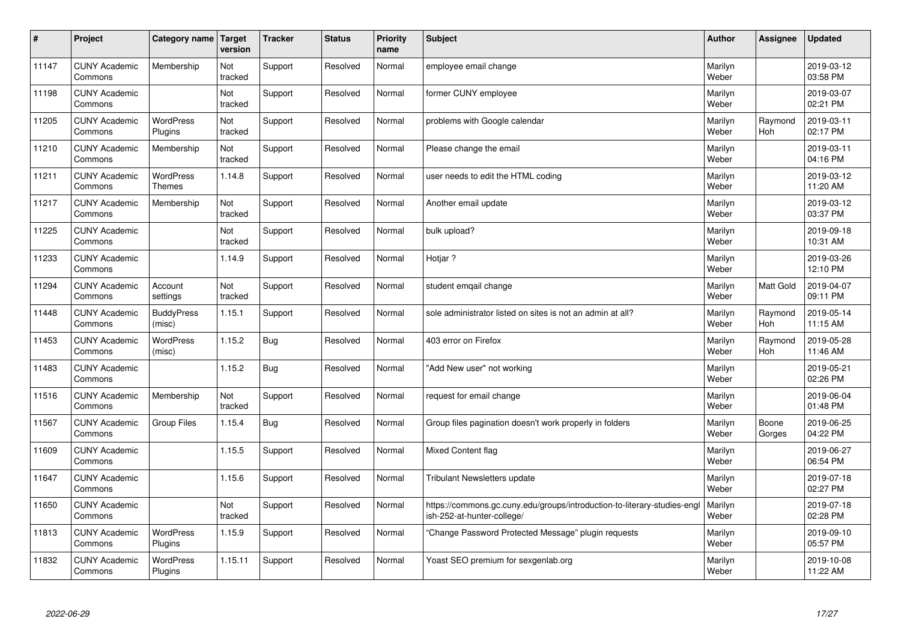| # | Project | Category name | Target version | Tracker | Status | Priority name | Subject | Author | Assignee | Updated |
|---|---|---|---|---|---|---|---|---|---|---|
| 11147 | CUNY Academic Commons | Membership | Not tracked | Support | Resolved | Normal | employee email change | Marilyn Weber | | 2019-03-12 03:58 PM |
| 11198 | CUNY Academic Commons | | Not tracked | Support | Resolved | Normal | former CUNY employee | Marilyn Weber | | 2019-03-07 02:21 PM |
| 11205 | CUNY Academic Commons | WordPress Plugins | Not tracked | Support | Resolved | Normal | problems with Google calendar | Marilyn Weber | Raymond Hoh | 2019-03-11 02:17 PM |
| 11210 | CUNY Academic Commons | Membership | Not tracked | Support | Resolved | Normal | Please change the email | Marilyn Weber | | 2019-03-11 04:16 PM |
| 11211 | CUNY Academic Commons | WordPress Themes | 1.14.8 | Support | Resolved | Normal | user needs to edit the HTML coding | Marilyn Weber | | 2019-03-12 11:20 AM |
| 11217 | CUNY Academic Commons | Membership | Not tracked | Support | Resolved | Normal | Another email update | Marilyn Weber | | 2019-03-12 03:37 PM |
| 11225 | CUNY Academic Commons | | Not tracked | Support | Resolved | Normal | bulk upload? | Marilyn Weber | | 2019-09-18 10:31 AM |
| 11233 | CUNY Academic Commons | | 1.14.9 | Support | Resolved | Normal | Hotjar ? | Marilyn Weber | | 2019-03-26 12:10 PM |
| 11294 | CUNY Academic Commons | Account settings | Not tracked | Support | Resolved | Normal | student emqail change | Marilyn Weber | Matt Gold | 2019-04-07 09:11 PM |
| 11448 | CUNY Academic Commons | BuddyPress (misc) | 1.15.1 | Support | Resolved | Normal | sole administrator listed on sites is not an admin at all? | Marilyn Weber | Raymond Hoh | 2019-05-14 11:15 AM |
| 11453 | CUNY Academic Commons | WordPress (misc) | 1.15.2 | Bug | Resolved | Normal | 403 error on Firefox | Marilyn Weber | Raymond Hoh | 2019-05-28 11:46 AM |
| 11483 | CUNY Academic Commons | | 1.15.2 | Bug | Resolved | Normal | "Add New user" not working | Marilyn Weber | | 2019-05-21 02:26 PM |
| 11516 | CUNY Academic Commons | Membership | Not tracked | Support | Resolved | Normal | request for email change | Marilyn Weber | | 2019-06-04 01:48 PM |
| 11567 | CUNY Academic Commons | Group Files | 1.15.4 | Bug | Resolved | Normal | Group files pagination doesn't work properly in folders | Marilyn Weber | Boone Gorges | 2019-06-25 04:22 PM |
| 11609 | CUNY Academic Commons | | 1.15.5 | Support | Resolved | Normal | Mixed Content flag | Marilyn Weber | | 2019-06-27 06:54 PM |
| 11647 | CUNY Academic Commons | | 1.15.6 | Support | Resolved | Normal | Tribulant Newsletters update | Marilyn Weber | | 2019-07-18 02:27 PM |
| 11650 | CUNY Academic Commons | | Not tracked | Support | Resolved | Normal | https://commons.gc.cuny.edu/groups/introduction-to-literary-studies-english-252-at-hunter-college/ | Marilyn Weber | | 2019-07-18 02:28 PM |
| 11813 | CUNY Academic Commons | WordPress Plugins | 1.15.9 | Support | Resolved | Normal | "Change Password Protected Message" plugin requests | Marilyn Weber | | 2019-09-10 05:57 PM |
| 11832 | CUNY Academic Commons | WordPress Plugins | 1.15.11 | Support | Resolved | Normal | Yoast SEO premium for sexgenlab.org | Marilyn Weber | | 2019-10-08 11:22 AM |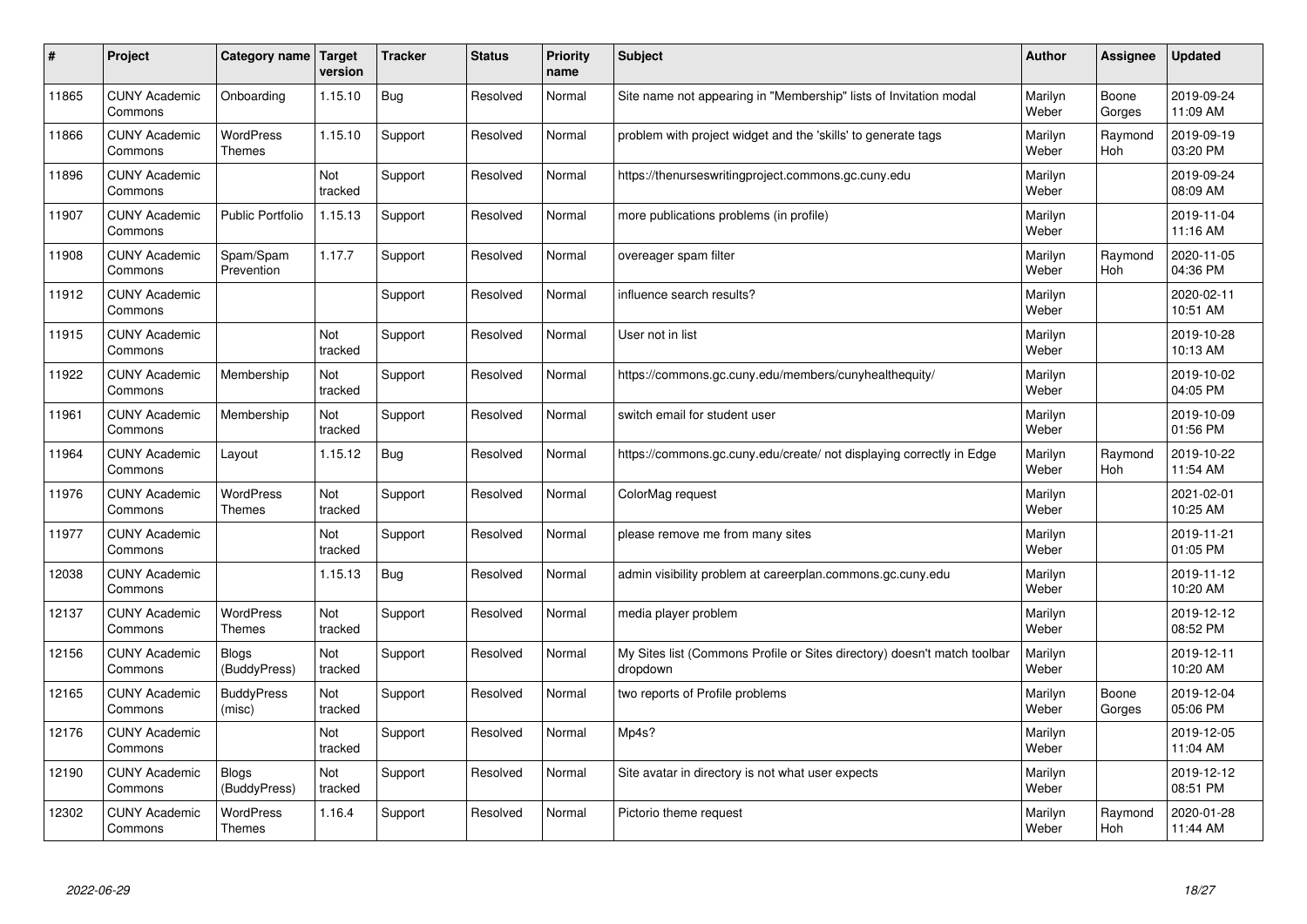| # | Project | Category name | Target version | Tracker | Status | Priority name | Subject | Author | Assignee | Updated |
|---|---|---|---|---|---|---|---|---|---|---|
| 11865 | CUNY Academic Commons | Onboarding | 1.15.10 | Bug | Resolved | Normal | Site name not appearing in "Membership" lists of Invitation modal | Marilyn Weber | Boone Gorges | 2019-09-24 11:09 AM |
| 11866 | CUNY Academic Commons | WordPress Themes | 1.15.10 | Support | Resolved | Normal | problem with project widget and the 'skills' to generate tags | Marilyn Weber | Raymond Hoh | 2019-09-19 03:20 PM |
| 11896 | CUNY Academic Commons | | Not tracked | Support | Resolved | Normal | https://thenurseswritingproject.commons.gc.cuny.edu | Marilyn Weber | | 2019-09-24 08:09 AM |
| 11907 | CUNY Academic Commons | Public Portfolio | 1.15.13 | Support | Resolved | Normal | more publications problems (in profile) | Marilyn Weber | | 2019-11-04 11:16 AM |
| 11908 | CUNY Academic Commons | Spam/Spam Prevention | 1.17.7 | Support | Resolved | Normal | overeager spam filter | Marilyn Weber | Raymond Hoh | 2020-11-05 04:36 PM |
| 11912 | CUNY Academic Commons | | | Support | Resolved | Normal | influence search results? | Marilyn Weber | | 2020-02-11 10:51 AM |
| 11915 | CUNY Academic Commons | | Not tracked | Support | Resolved | Normal | User not in list | Marilyn Weber | | 2019-10-28 10:13 AM |
| 11922 | CUNY Academic Commons | Membership | Not tracked | Support | Resolved | Normal | https://commons.gc.cuny.edu/members/cunyhealthequity/ | Marilyn Weber | | 2019-10-02 04:05 PM |
| 11961 | CUNY Academic Commons | Membership | Not tracked | Support | Resolved | Normal | switch email for student user | Marilyn Weber | | 2019-10-09 01:56 PM |
| 11964 | CUNY Academic Commons | Layout | 1.15.12 | Bug | Resolved | Normal | https://commons.gc.cuny.edu/create/ not displaying correctly in Edge | Marilyn Weber | Raymond Hoh | 2019-10-22 11:54 AM |
| 11976 | CUNY Academic Commons | WordPress Themes | Not tracked | Support | Resolved | Normal | ColorMag request | Marilyn Weber | | 2021-02-01 10:25 AM |
| 11977 | CUNY Academic Commons | | Not tracked | Support | Resolved | Normal | please remove me from many sites | Marilyn Weber | | 2019-11-21 01:05 PM |
| 12038 | CUNY Academic Commons | | 1.15.13 | Bug | Resolved | Normal | admin visibility problem at careerplan.commons.gc.cuny.edu | Marilyn Weber | | 2019-11-12 10:20 AM |
| 12137 | CUNY Academic Commons | WordPress Themes | Not tracked | Support | Resolved | Normal | media player problem | Marilyn Weber | | 2019-12-12 08:52 PM |
| 12156 | CUNY Academic Commons | Blogs (BuddyPress) | Not tracked | Support | Resolved | Normal | My Sites list (Commons Profile or Sites directory) doesn't match toolbar dropdown | Marilyn Weber | | 2019-12-11 10:20 AM |
| 12165 | CUNY Academic Commons | BuddyPress (misc) | Not tracked | Support | Resolved | Normal | two reports of Profile problems | Marilyn Weber | Boone Gorges | 2019-12-04 05:06 PM |
| 12176 | CUNY Academic Commons | | Not tracked | Support | Resolved | Normal | Mp4s? | Marilyn Weber | | 2019-12-05 11:04 AM |
| 12190 | CUNY Academic Commons | Blogs (BuddyPress) | Not tracked | Support | Resolved | Normal | Site avatar in directory is not what user expects | Marilyn Weber | | 2019-12-12 08:51 PM |
| 12302 | CUNY Academic Commons | WordPress Themes | 1.16.4 | Support | Resolved | Normal | Pictorio theme request | Marilyn Weber | Raymond Hoh | 2020-01-28 11:44 AM |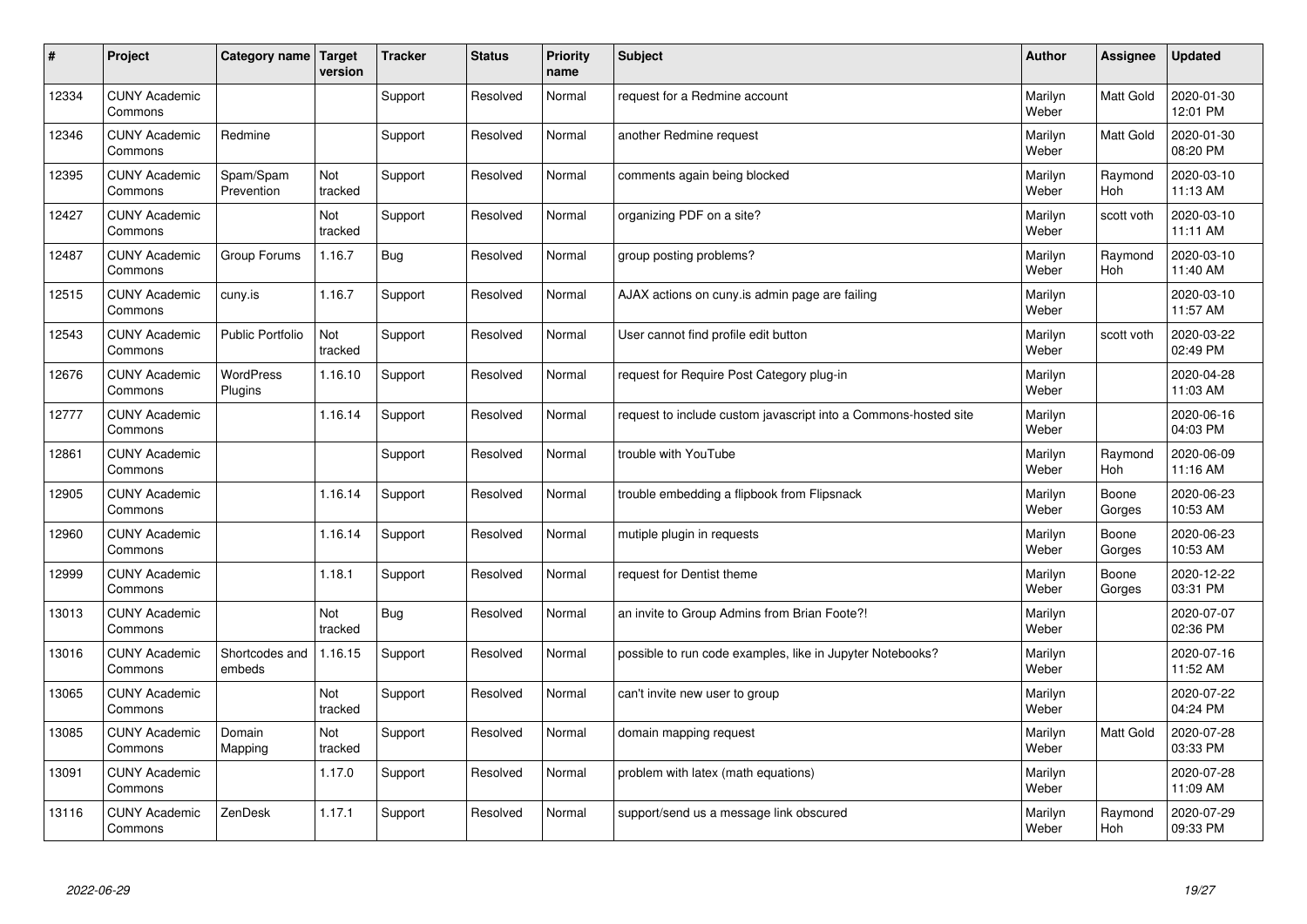| # | Project | Category name | Target version | Tracker | Status | Priority name | Subject | Author | Assignee | Updated |
|---|---|---|---|---|---|---|---|---|---|---|
| 12334 | CUNY Academic Commons | | | Support | Resolved | Normal | request for a Redmine account | Marilyn Weber | Matt Gold | 2020-01-30 12:01 PM |
| 12346 | CUNY Academic Commons | Redmine | | Support | Resolved | Normal | another Redmine request | Marilyn Weber | Matt Gold | 2020-01-30 08:20 PM |
| 12395 | CUNY Academic Commons | Spam/Spam Prevention | Not tracked | Support | Resolved | Normal | comments again being blocked | Marilyn Weber | Raymond Hoh | 2020-03-10 11:13 AM |
| 12427 | CUNY Academic Commons | | Not tracked | Support | Resolved | Normal | organizing PDF on a site? | Marilyn Weber | scott voth | 2020-03-10 11:11 AM |
| 12487 | CUNY Academic Commons | Group Forums | 1.16.7 | Bug | Resolved | Normal | group posting problems? | Marilyn Weber | Raymond Hoh | 2020-03-10 11:40 AM |
| 12515 | CUNY Academic Commons | cuny.is | 1.16.7 | Support | Resolved | Normal | AJAX actions on cuny.is admin page are failing | Marilyn Weber | | 2020-03-10 11:57 AM |
| 12543 | CUNY Academic Commons | Public Portfolio | Not tracked | Support | Resolved | Normal | User cannot find profile edit button | Marilyn Weber | scott voth | 2020-03-22 02:49 PM |
| 12676 | CUNY Academic Commons | WordPress Plugins | 1.16.10 | Support | Resolved | Normal | request for Require Post Category plug-in | Marilyn Weber | | 2020-04-28 11:03 AM |
| 12777 | CUNY Academic Commons | | 1.16.14 | Support | Resolved | Normal | request to include custom javascript into a Commons-hosted site | Marilyn Weber | | 2020-06-16 04:03 PM |
| 12861 | CUNY Academic Commons | | | Support | Resolved | Normal | trouble with YouTube | Marilyn Weber | Raymond Hoh | 2020-06-09 11:16 AM |
| 12905 | CUNY Academic Commons | | 1.16.14 | Support | Resolved | Normal | trouble embedding a flipbook from Flipsnack | Marilyn Weber | Boone Gorges | 2020-06-23 10:53 AM |
| 12960 | CUNY Academic Commons | | 1.16.14 | Support | Resolved | Normal | mutiple plugin in requests | Marilyn Weber | Boone Gorges | 2020-06-23 10:53 AM |
| 12999 | CUNY Academic Commons | | 1.18.1 | Support | Resolved | Normal | request for Dentist theme | Marilyn Weber | Boone Gorges | 2020-12-22 03:31 PM |
| 13013 | CUNY Academic Commons | | Not tracked | Bug | Resolved | Normal | an invite to Group Admins from Brian Foote?! | Marilyn Weber | | 2020-07-07 02:36 PM |
| 13016 | CUNY Academic Commons | Shortcodes and embeds | 1.16.15 | Support | Resolved | Normal | possible to run code examples, like in Jupyter Notebooks? | Marilyn Weber | | 2020-07-16 11:52 AM |
| 13065 | CUNY Academic Commons | | Not tracked | Support | Resolved | Normal | can't invite new user to group | Marilyn Weber | | 2020-07-22 04:24 PM |
| 13085 | CUNY Academic Commons | Domain Mapping | Not tracked | Support | Resolved | Normal | domain mapping request | Marilyn Weber | Matt Gold | 2020-07-28 03:33 PM |
| 13091 | CUNY Academic Commons | | 1.17.0 | Support | Resolved | Normal | problem with latex (math equations) | Marilyn Weber | | 2020-07-28 11:09 AM |
| 13116 | CUNY Academic Commons | ZenDesk | 1.17.1 | Support | Resolved | Normal | support/send us a message link obscured | Marilyn Weber | Raymond Hoh | 2020-07-29 09:33 PM |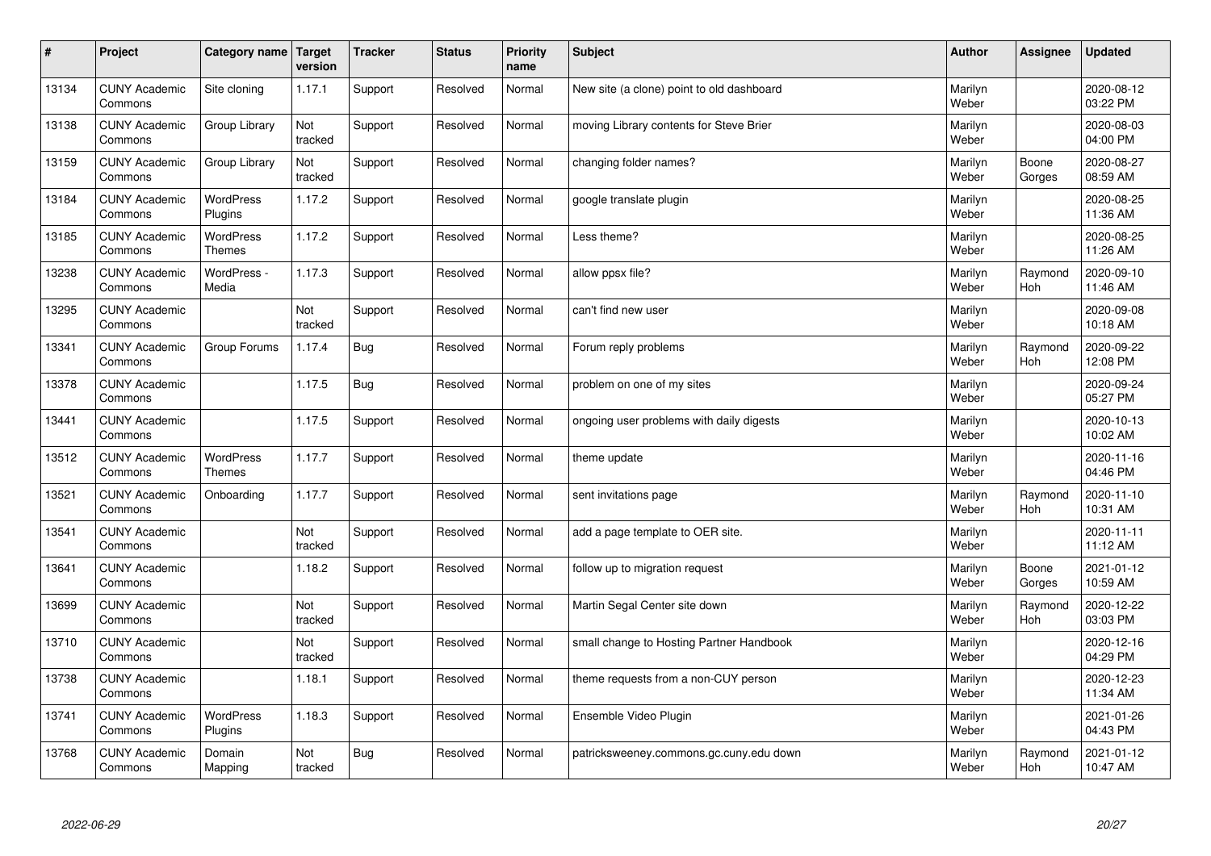| # | Project | Category name | Target version | Tracker | Status | Priority name | Subject | Author | Assignee | Updated |
|---|---|---|---|---|---|---|---|---|---|---|
| 13134 | CUNY Academic Commons | Site cloning | 1.17.1 | Support | Resolved | Normal | New site (a clone) point to old dashboard | Marilyn Weber | | 2020-08-12 03:22 PM |
| 13138 | CUNY Academic Commons | Group Library | Not tracked | Support | Resolved | Normal | moving Library contents for Steve Brier | Marilyn Weber | | 2020-08-03 04:00 PM |
| 13159 | CUNY Academic Commons | Group Library | Not tracked | Support | Resolved | Normal | changing folder names? | Marilyn Weber | Boone Gorges | 2020-08-27 08:59 AM |
| 13184 | CUNY Academic Commons | WordPress Plugins | 1.17.2 | Support | Resolved | Normal | google translate plugin | Marilyn Weber | | 2020-08-25 11:36 AM |
| 13185 | CUNY Academic Commons | WordPress Themes | 1.17.2 | Support | Resolved | Normal | Less theme? | Marilyn Weber | | 2020-08-25 11:26 AM |
| 13238 | CUNY Academic Commons | WordPress - Media | 1.17.3 | Support | Resolved | Normal | allow ppsx file? | Marilyn Weber | Raymond Hoh | 2020-09-10 11:46 AM |
| 13295 | CUNY Academic Commons | | Not tracked | Support | Resolved | Normal | can't find new user | Marilyn Weber | | 2020-09-08 10:18 AM |
| 13341 | CUNY Academic Commons | Group Forums | 1.17.4 | Bug | Resolved | Normal | Forum reply problems | Marilyn Weber | Raymond Hoh | 2020-09-22 12:08 PM |
| 13378 | CUNY Academic Commons | | 1.17.5 | Bug | Resolved | Normal | problem on one of my sites | Marilyn Weber | | 2020-09-24 05:27 PM |
| 13441 | CUNY Academic Commons | | 1.17.5 | Support | Resolved | Normal | ongoing user problems with daily digests | Marilyn Weber | | 2020-10-13 10:02 AM |
| 13512 | CUNY Academic Commons | WordPress Themes | 1.17.7 | Support | Resolved | Normal | theme update | Marilyn Weber | | 2020-11-16 04:46 PM |
| 13521 | CUNY Academic Commons | Onboarding | 1.17.7 | Support | Resolved | Normal | sent invitations page | Marilyn Weber | Raymond Hoh | 2020-11-10 10:31 AM |
| 13541 | CUNY Academic Commons | | Not tracked | Support | Resolved | Normal | add a page template to OER site. | Marilyn Weber | | 2020-11-11 11:12 AM |
| 13641 | CUNY Academic Commons | | 1.18.2 | Support | Resolved | Normal | follow up to migration request | Marilyn Weber | Boone Gorges | 2021-01-12 10:59 AM |
| 13699 | CUNY Academic Commons | | Not tracked | Support | Resolved | Normal | Martin Segal Center site down | Marilyn Weber | Raymond Hoh | 2020-12-22 03:03 PM |
| 13710 | CUNY Academic Commons | | Not tracked | Support | Resolved | Normal | small change to Hosting Partner Handbook | Marilyn Weber | | 2020-12-16 04:29 PM |
| 13738 | CUNY Academic Commons | | 1.18.1 | Support | Resolved | Normal | theme requests from a non-CUY person | Marilyn Weber | | 2020-12-23 11:34 AM |
| 13741 | CUNY Academic Commons | WordPress Plugins | 1.18.3 | Support | Resolved | Normal | Ensemble Video Plugin | Marilyn Weber | | 2021-01-26 04:43 PM |
| 13768 | CUNY Academic Commons | Domain Mapping | Not tracked | Bug | Resolved | Normal | patricksweeney.commons.gc.cuny.edu down | Marilyn Weber | Raymond Hoh | 2021-01-12 10:47 AM |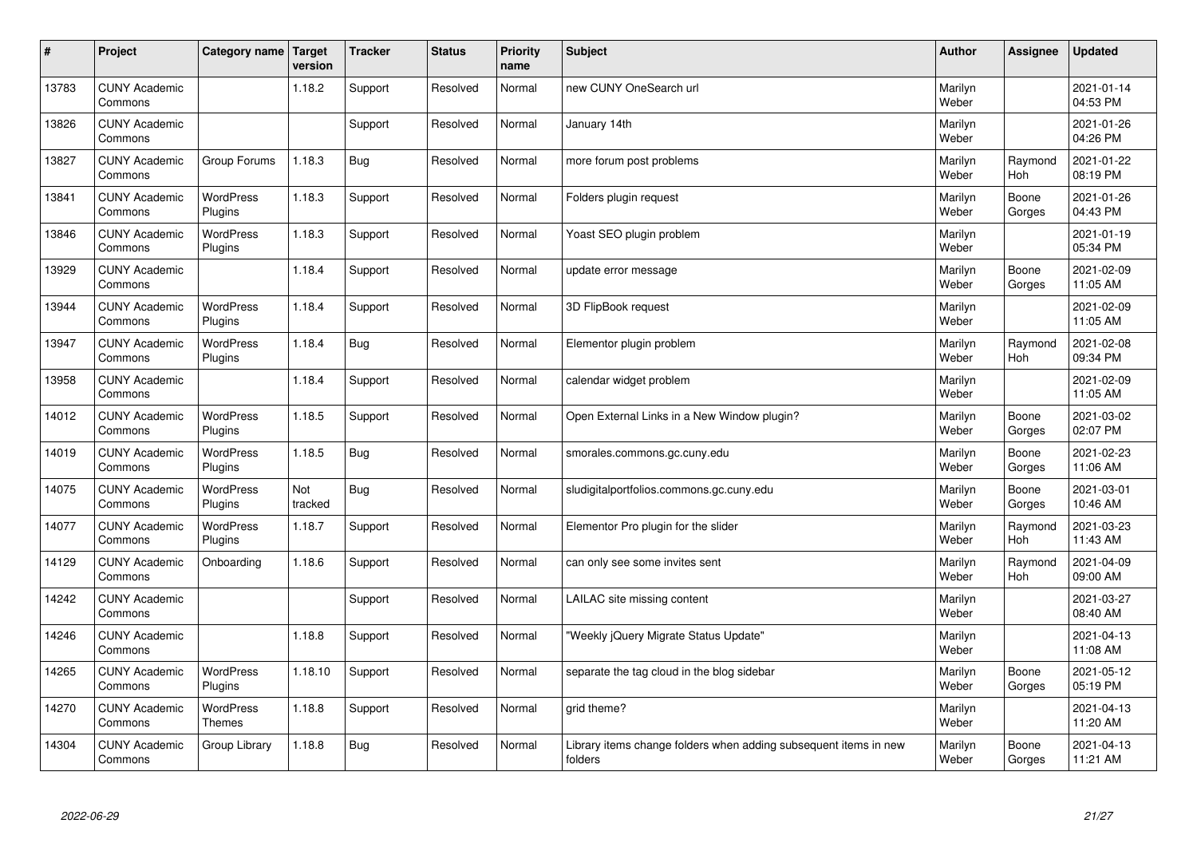| # | Project | Category name | Target version | Tracker | Status | Priority name | Subject | Author | Assignee | Updated |
|---|---|---|---|---|---|---|---|---|---|---|
| 13783 | CUNY Academic Commons | | 1.18.2 | Support | Resolved | Normal | new CUNY OneSearch url | Marilyn Weber | | 2021-01-14 04:53 PM |
| 13826 | CUNY Academic Commons | | | Support | Resolved | Normal | January 14th | Marilyn Weber | | 2021-01-26 04:26 PM |
| 13827 | CUNY Academic Commons | Group Forums | 1.18.3 | Bug | Resolved | Normal | more forum post problems | Marilyn Weber | Raymond Hoh | 2021-01-22 08:19 PM |
| 13841 | CUNY Academic Commons | WordPress Plugins | 1.18.3 | Support | Resolved | Normal | Folders plugin request | Marilyn Weber | Boone Gorges | 2021-01-26 04:43 PM |
| 13846 | CUNY Academic Commons | WordPress Plugins | 1.18.3 | Support | Resolved | Normal | Yoast SEO plugin problem | Marilyn Weber | | 2021-01-19 05:34 PM |
| 13929 | CUNY Academic Commons | | 1.18.4 | Support | Resolved | Normal | update error message | Marilyn Weber | Boone Gorges | 2021-02-09 11:05 AM |
| 13944 | CUNY Academic Commons | WordPress Plugins | 1.18.4 | Support | Resolved | Normal | 3D FlipBook request | Marilyn Weber | | 2021-02-09 11:05 AM |
| 13947 | CUNY Academic Commons | WordPress Plugins | 1.18.4 | Bug | Resolved | Normal | Elementor plugin problem | Marilyn Weber | Raymond Hoh | 2021-02-08 09:34 PM |
| 13958 | CUNY Academic Commons | | 1.18.4 | Support | Resolved | Normal | calendar widget problem | Marilyn Weber | | 2021-02-09 11:05 AM |
| 14012 | CUNY Academic Commons | WordPress Plugins | 1.18.5 | Support | Resolved | Normal | Open External Links in a New Window plugin? | Marilyn Weber | Boone Gorges | 2021-03-02 02:07 PM |
| 14019 | CUNY Academic Commons | WordPress Plugins | 1.18.5 | Bug | Resolved | Normal | smorales.commons.gc.cuny.edu | Marilyn Weber | Boone Gorges | 2021-02-23 11:06 AM |
| 14075 | CUNY Academic Commons | WordPress Plugins | Not tracked | Bug | Resolved | Normal | sludigitalportfolios.commons.gc.cuny.edu | Marilyn Weber | Boone Gorges | 2021-03-01 10:46 AM |
| 14077 | CUNY Academic Commons | WordPress Plugins | 1.18.7 | Support | Resolved | Normal | Elementor Pro plugin for the slider | Marilyn Weber | Raymond Hoh | 2021-03-23 11:43 AM |
| 14129 | CUNY Academic Commons | Onboarding | 1.18.6 | Support | Resolved | Normal | can only see some invites sent | Marilyn Weber | Raymond Hoh | 2021-04-09 09:00 AM |
| 14242 | CUNY Academic Commons | | | Support | Resolved | Normal | LAILAC site missing content | Marilyn Weber | | 2021-03-27 08:40 AM |
| 14246 | CUNY Academic Commons | | 1.18.8 | Support | Resolved | Normal | "Weekly jQuery Migrate Status Update" | Marilyn Weber | | 2021-04-13 11:08 AM |
| 14265 | CUNY Academic Commons | WordPress Plugins | 1.18.10 | Support | Resolved | Normal | separate the tag cloud in the blog sidebar | Marilyn Weber | Boone Gorges | 2021-05-12 05:19 PM |
| 14270 | CUNY Academic Commons | WordPress Themes | 1.18.8 | Support | Resolved | Normal | grid theme? | Marilyn Weber | | 2021-04-13 11:20 AM |
| 14304 | CUNY Academic Commons | Group Library | 1.18.8 | Bug | Resolved | Normal | Library items change folders when adding subsequent items in new folders | Marilyn Weber | Boone Gorges | 2021-04-13 11:21 AM |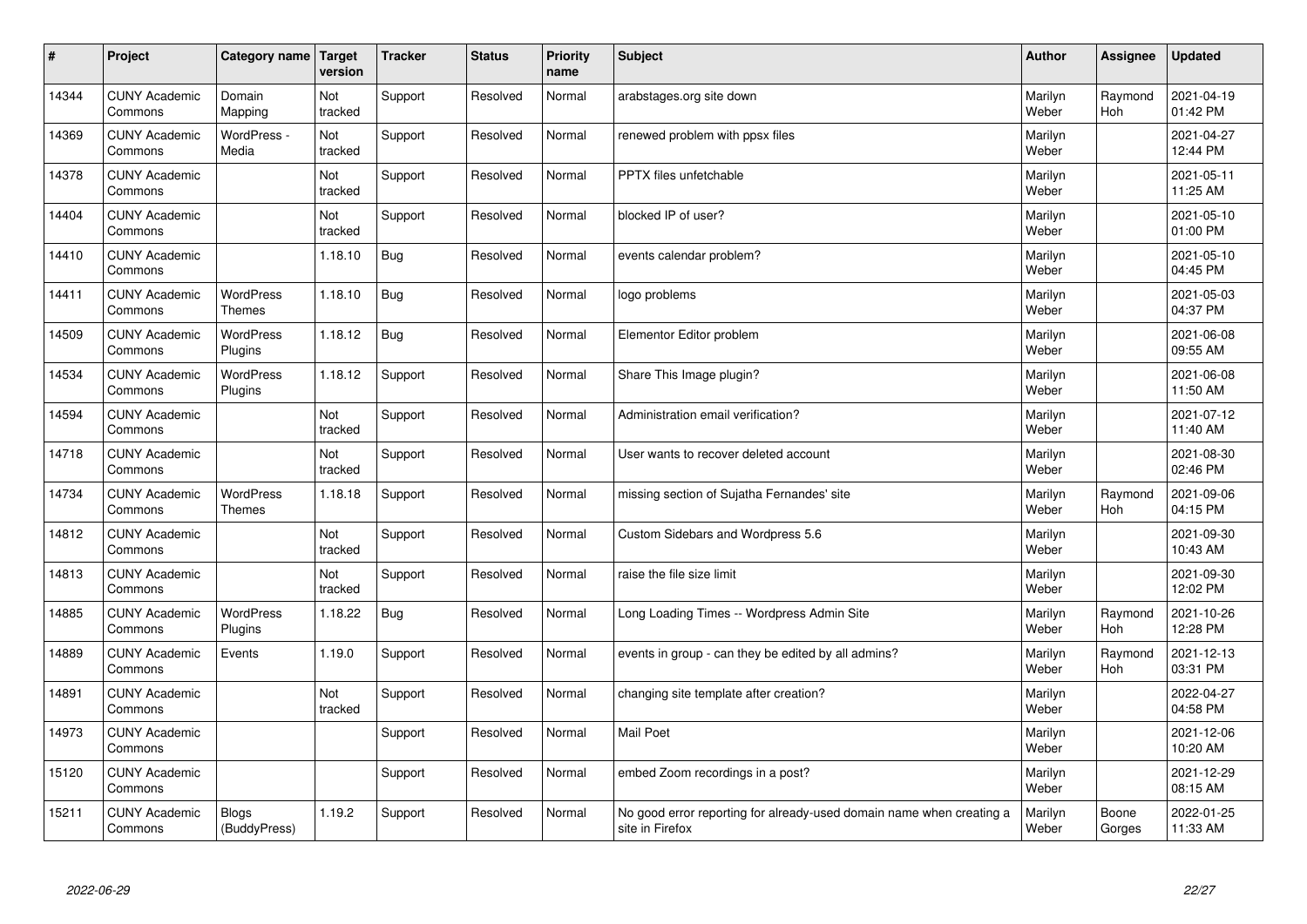| # | Project | Category name | Target version | Tracker | Status | Priority name | Subject | Author | Assignee | Updated |
|---|---|---|---|---|---|---|---|---|---|---|
| 14344 | CUNY Academic Commons | Domain Mapping | Not tracked | Support | Resolved | Normal | arabstages.org site down | Marilyn Weber | Raymond Hoh | 2021-04-19 01:42 PM |
| 14369 | CUNY Academic Commons | WordPress - Media | Not tracked | Support | Resolved | Normal | renewed problem with ppsx files | Marilyn Weber | | 2021-04-27 12:44 PM |
| 14378 | CUNY Academic Commons | | Not tracked | Support | Resolved | Normal | PPTX files unfetchable | Marilyn Weber | | 2021-05-11 11:25 AM |
| 14404 | CUNY Academic Commons | | Not tracked | Support | Resolved | Normal | blocked IP of user? | Marilyn Weber | | 2021-05-10 01:00 PM |
| 14410 | CUNY Academic Commons | | 1.18.10 | Bug | Resolved | Normal | events calendar problem? | Marilyn Weber | | 2021-05-10 04:45 PM |
| 14411 | CUNY Academic Commons | WordPress Themes | 1.18.10 | Bug | Resolved | Normal | logo problems | Marilyn Weber | | 2021-05-03 04:37 PM |
| 14509 | CUNY Academic Commons | WordPress Plugins | 1.18.12 | Bug | Resolved | Normal | Elementor Editor problem | Marilyn Weber | | 2021-06-08 09:55 AM |
| 14534 | CUNY Academic Commons | WordPress Plugins | 1.18.12 | Support | Resolved | Normal | Share This Image plugin? | Marilyn Weber | | 2021-06-08 11:50 AM |
| 14594 | CUNY Academic Commons | | Not tracked | Support | Resolved | Normal | Administration email verification? | Marilyn Weber | | 2021-07-12 11:40 AM |
| 14718 | CUNY Academic Commons | | Not tracked | Support | Resolved | Normal | User wants to recover deleted account | Marilyn Weber | | 2021-08-30 02:46 PM |
| 14734 | CUNY Academic Commons | WordPress Themes | 1.18.18 | Support | Resolved | Normal | missing section of Sujatha Fernandes' site | Marilyn Weber | Raymond Hoh | 2021-09-06 04:15 PM |
| 14812 | CUNY Academic Commons | | Not tracked | Support | Resolved | Normal | Custom Sidebars and Wordpress 5.6 | Marilyn Weber | | 2021-09-30 10:43 AM |
| 14813 | CUNY Academic Commons | | Not tracked | Support | Resolved | Normal | raise the file size limit | Marilyn Weber | | 2021-09-30 12:02 PM |
| 14885 | CUNY Academic Commons | WordPress Plugins | 1.18.22 | Bug | Resolved | Normal | Long Loading Times -- Wordpress Admin Site | Marilyn Weber | Raymond Hoh | 2021-10-26 12:28 PM |
| 14889 | CUNY Academic Commons | Events | 1.19.0 | Support | Resolved | Normal | events in group - can they be edited by all admins? | Marilyn Weber | Raymond Hoh | 2021-12-13 03:31 PM |
| 14891 | CUNY Academic Commons | | Not tracked | Support | Resolved | Normal | changing site template after creation? | Marilyn Weber | | 2022-04-27 04:58 PM |
| 14973 | CUNY Academic Commons | | | Support | Resolved | Normal | Mail Poet | Marilyn Weber | | 2021-12-06 10:20 AM |
| 15120 | CUNY Academic Commons | | | Support | Resolved | Normal | embed Zoom recordings in a post? | Marilyn Weber | | 2021-12-29 08:15 AM |
| 15211 | CUNY Academic Commons | Blogs (BuddyPress) | 1.19.2 | Support | Resolved | Normal | No good error reporting for already-used domain name when creating a site in Firefox | Marilyn Weber | Boone Gorges | 2022-01-25 11:33 AM |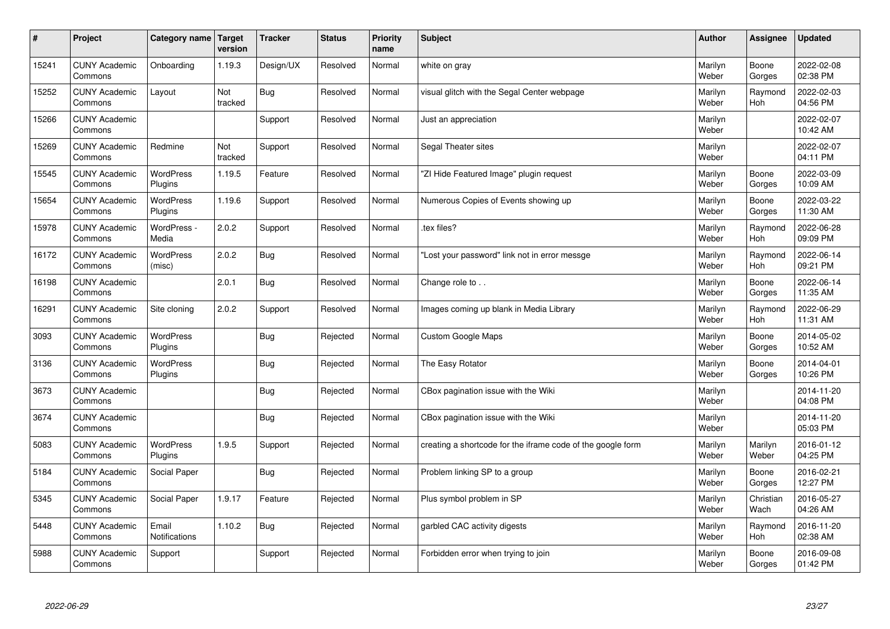| # | Project | Category name | Target version | Tracker | Status | Priority name | Subject | Author | Assignee | Updated |
|---|---|---|---|---|---|---|---|---|---|---|
| 15241 | CUNY Academic Commons | Onboarding | 1.19.3 | Design/UX | Resolved | Normal | white on gray | Marilyn Weber | Boone Gorges | 2022-02-08 02:38 PM |
| 15252 | CUNY Academic Commons | Layout | Not tracked | Bug | Resolved | Normal | visual glitch with the Segal Center webpage | Marilyn Weber | Raymond Hoh | 2022-02-03 04:56 PM |
| 15266 | CUNY Academic Commons | | | Support | Resolved | Normal | Just an appreciation | Marilyn Weber | | 2022-02-07 10:42 AM |
| 15269 | CUNY Academic Commons | Redmine | Not tracked | Support | Resolved | Normal | Segal Theater sites | Marilyn Weber | | 2022-02-07 04:11 PM |
| 15545 | CUNY Academic Commons | WordPress Plugins | 1.19.5 | Feature | Resolved | Normal | "ZI Hide Featured Image" plugin request | Marilyn Weber | Boone Gorges | 2022-03-09 10:09 AM |
| 15654 | CUNY Academic Commons | WordPress Plugins | 1.19.6 | Support | Resolved | Normal | Numerous Copies of Events showing up | Marilyn Weber | Boone Gorges | 2022-03-22 11:30 AM |
| 15978 | CUNY Academic Commons | WordPress - Media | 2.0.2 | Support | Resolved | Normal | .tex files? | Marilyn Weber | Raymond Hoh | 2022-06-28 09:09 PM |
| 16172 | CUNY Academic Commons | WordPress (misc) | 2.0.2 | Bug | Resolved | Normal | "Lost your password" link not in error messge | Marilyn Weber | Raymond Hoh | 2022-06-14 09:21 PM |
| 16198 | CUNY Academic Commons | | 2.0.1 | Bug | Resolved | Normal | Change role to . . | Marilyn Weber | Boone Gorges | 2022-06-14 11:35 AM |
| 16291 | CUNY Academic Commons | Site cloning | 2.0.2 | Support | Resolved | Normal | Images coming up blank in Media Library | Marilyn Weber | Raymond Hoh | 2022-06-29 11:31 AM |
| 3093 | CUNY Academic Commons | WordPress Plugins | | Bug | Rejected | Normal | Custom Google Maps | Marilyn Weber | Boone Gorges | 2014-05-02 10:52 AM |
| 3136 | CUNY Academic Commons | WordPress Plugins | | Bug | Rejected | Normal | The Easy Rotator | Marilyn Weber | Boone Gorges | 2014-04-01 10:26 PM |
| 3673 | CUNY Academic Commons | | | Bug | Rejected | Normal | CBox pagination issue with the Wiki | Marilyn Weber | | 2014-11-20 04:08 PM |
| 3674 | CUNY Academic Commons | | | Bug | Rejected | Normal | CBox pagination issue with the Wiki | Marilyn Weber | | 2014-11-20 05:03 PM |
| 5083 | CUNY Academic Commons | WordPress Plugins | 1.9.5 | Support | Rejected | Normal | creating a shortcode for the iframe code of the google form | Marilyn Weber | Marilyn Weber | 2016-01-12 04:25 PM |
| 5184 | CUNY Academic Commons | Social Paper | | Bug | Rejected | Normal | Problem linking SP to a group | Marilyn Weber | Boone Gorges | 2016-02-21 12:27 PM |
| 5345 | CUNY Academic Commons | Social Paper | 1.9.17 | Feature | Rejected | Normal | Plus symbol problem in SP | Marilyn Weber | Christian Wach | 2016-05-27 04:26 AM |
| 5448 | CUNY Academic Commons | Email Notifications | 1.10.2 | Bug | Rejected | Normal | garbled CAC activity digests | Marilyn Weber | Raymond Hoh | 2016-11-20 02:38 AM |
| 5988 | CUNY Academic Commons | Support | | Support | Rejected | Normal | Forbidden error when trying to join | Marilyn Weber | Boone Gorges | 2016-09-08 01:42 PM |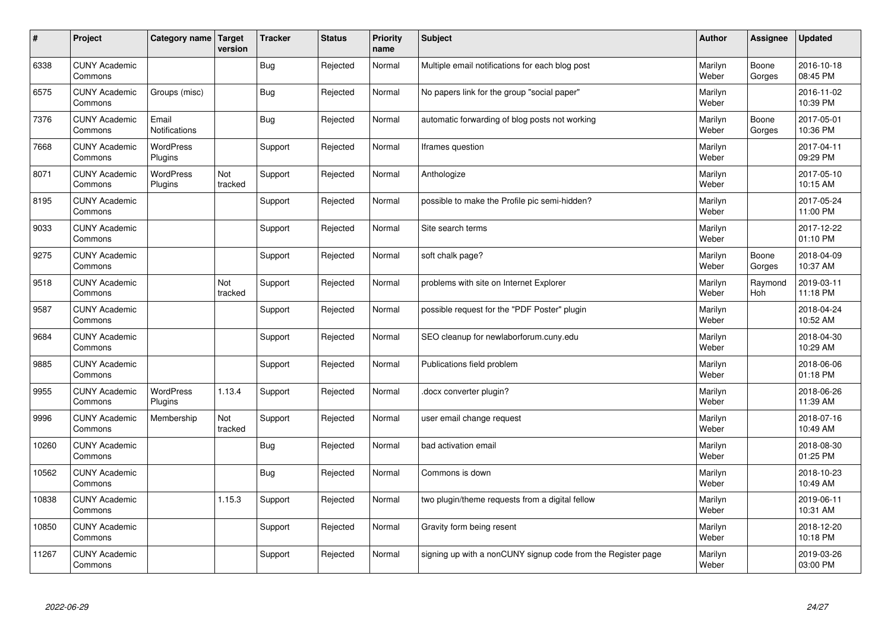| # | Project | Category name | Target version | Tracker | Status | Priority name | Subject | Author | Assignee | Updated |
|---|---|---|---|---|---|---|---|---|---|---|
| 6338 | CUNY Academic Commons | | | Bug | Rejected | Normal | Multiple email notifications for each blog post | Marilyn Weber | Boone Gorges | 2016-10-18 08:45 PM |
| 6575 | CUNY Academic Commons | Groups (misc) | | Bug | Rejected | Normal | No papers link for the group "social paper" | Marilyn Weber | | 2016-11-02 10:39 PM |
| 7376 | CUNY Academic Commons | Email Notifications | | Bug | Rejected | Normal | automatic forwarding of blog posts not working | Marilyn Weber | Boone Gorges | 2017-05-01 10:36 PM |
| 7668 | CUNY Academic Commons | WordPress Plugins | | Support | Rejected | Normal | Iframes question | Marilyn Weber | | 2017-04-11 09:29 PM |
| 8071 | CUNY Academic Commons | WordPress Plugins | Not tracked | Support | Rejected | Normal | Anthologize | Marilyn Weber | | 2017-05-10 10:15 AM |
| 8195 | CUNY Academic Commons | | | Support | Rejected | Normal | possible to make the Profile pic semi-hidden? | Marilyn Weber | | 2017-05-24 11:00 PM |
| 9033 | CUNY Academic Commons | | | Support | Rejected | Normal | Site search terms | Marilyn Weber | | 2017-12-22 01:10 PM |
| 9275 | CUNY Academic Commons | | | Support | Rejected | Normal | soft chalk page? | Marilyn Weber | Boone Gorges | 2018-04-09 10:37 AM |
| 9518 | CUNY Academic Commons | | Not tracked | Support | Rejected | Normal | problems with site on Internet Explorer | Marilyn Weber | Raymond Hoh | 2019-03-11 11:18 PM |
| 9587 | CUNY Academic Commons | | | Support | Rejected | Normal | possible request for the "PDF Poster" plugin | Marilyn Weber | | 2018-04-24 10:52 AM |
| 9684 | CUNY Academic Commons | | | Support | Rejected | Normal | SEO cleanup for newlaborforum.cuny.edu | Marilyn Weber | | 2018-04-30 10:29 AM |
| 9885 | CUNY Academic Commons | | | Support | Rejected | Normal | Publications field problem | Marilyn Weber | | 2018-06-06 01:18 PM |
| 9955 | CUNY Academic Commons | WordPress Plugins | 1.13.4 | Support | Rejected | Normal | .docx converter plugin? | Marilyn Weber | | 2018-06-26 11:39 AM |
| 9996 | CUNY Academic Commons | Membership | Not tracked | Support | Rejected | Normal | user email change request | Marilyn Weber | | 2018-07-16 10:49 AM |
| 10260 | CUNY Academic Commons | | | Bug | Rejected | Normal | bad activation email | Marilyn Weber | | 2018-08-30 01:25 PM |
| 10562 | CUNY Academic Commons | | | Bug | Rejected | Normal | Commons is down | Marilyn Weber | | 2018-10-23 10:49 AM |
| 10838 | CUNY Academic Commons | | 1.15.3 | Support | Rejected | Normal | two plugin/theme requests from a digital fellow | Marilyn Weber | | 2019-06-11 10:31 AM |
| 10850 | CUNY Academic Commons | | | Support | Rejected | Normal | Gravity form being resent | Marilyn Weber | | 2018-12-20 10:18 PM |
| 11267 | CUNY Academic Commons | | | Support | Rejected | Normal | signing up with a nonCUNY signup code from the Register page | Marilyn Weber | | 2019-03-26 03:00 PM |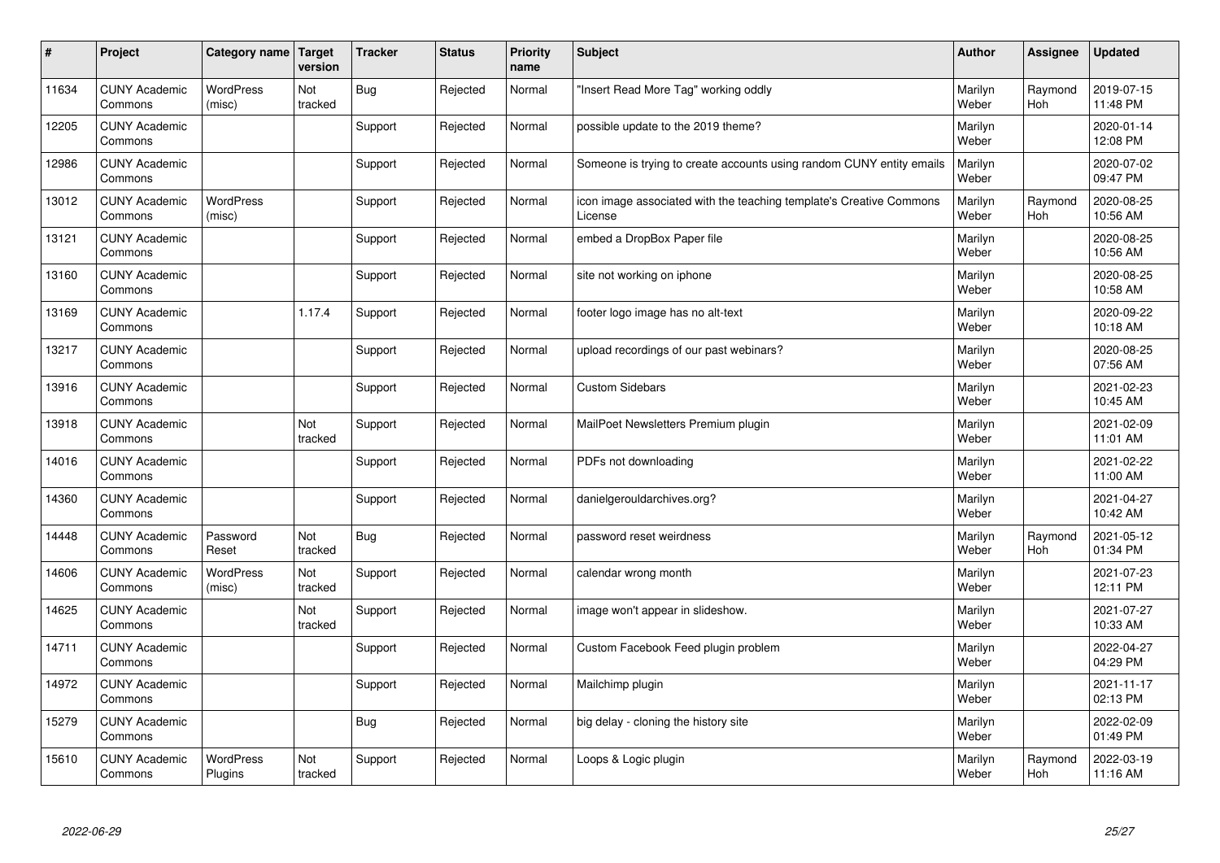| # | Project | Category name | Target version | Tracker | Status | Priority name | Subject | Author | Assignee | Updated |
|---|---|---|---|---|---|---|---|---|---|---|
| 11634 | CUNY Academic Commons | WordPress (misc) | Not tracked | Bug | Rejected | Normal | "Insert Read More Tag" working oddly | Marilyn Weber | Raymond Hoh | 2019-07-15 11:48 PM |
| 12205 | CUNY Academic Commons | | | Support | Rejected | Normal | possible update to the 2019 theme? | Marilyn Weber | | 2020-01-14 12:08 PM |
| 12986 | CUNY Academic Commons | | | Support | Rejected | Normal | Someone is trying to create accounts using random CUNY entity emails | Marilyn Weber | | 2020-07-02 09:47 PM |
| 13012 | CUNY Academic Commons | WordPress (misc) | | Support | Rejected | Normal | icon image associated with the teaching template's Creative Commons License | Marilyn Weber | Raymond Hoh | 2020-08-25 10:56 AM |
| 13121 | CUNY Academic Commons | | | Support | Rejected | Normal | embed a DropBox Paper file | Marilyn Weber | | 2020-08-25 10:56 AM |
| 13160 | CUNY Academic Commons | | | Support | Rejected | Normal | site not working on iphone | Marilyn Weber | | 2020-08-25 10:58 AM |
| 13169 | CUNY Academic Commons | | 1.17.4 | Support | Rejected | Normal | footer logo image has no alt-text | Marilyn Weber | | 2020-09-22 10:18 AM |
| 13217 | CUNY Academic Commons | | | Support | Rejected | Normal | upload recordings of our past webinars? | Marilyn Weber | | 2020-08-25 07:56 AM |
| 13916 | CUNY Academic Commons | | | Support | Rejected | Normal | Custom Sidebars | Marilyn Weber | | 2021-02-23 10:45 AM |
| 13918 | CUNY Academic Commons | | Not tracked | Support | Rejected | Normal | MailPoet Newsletters Premium plugin | Marilyn Weber | | 2021-02-09 11:01 AM |
| 14016 | CUNY Academic Commons | | | Support | Rejected | Normal | PDFs not downloading | Marilyn Weber | | 2021-02-22 11:00 AM |
| 14360 | CUNY Academic Commons | | | Support | Rejected | Normal | danielgerouldarchives.org? | Marilyn Weber | | 2021-04-27 10:42 AM |
| 14448 | CUNY Academic Commons | Password Reset | Not tracked | Bug | Rejected | Normal | password reset weirdness | Marilyn Weber | Raymond Hoh | 2021-05-12 01:34 PM |
| 14606 | CUNY Academic Commons | WordPress (misc) | Not tracked | Support | Rejected | Normal | calendar wrong month | Marilyn Weber | | 2021-07-23 12:11 PM |
| 14625 | CUNY Academic Commons | | Not tracked | Support | Rejected | Normal | image won't appear in slideshow. | Marilyn Weber | | 2021-07-27 10:33 AM |
| 14711 | CUNY Academic Commons | | | Support | Rejected | Normal | Custom Facebook Feed plugin problem | Marilyn Weber | | 2022-04-27 04:29 PM |
| 14972 | CUNY Academic Commons | | | Support | Rejected | Normal | Mailchimp plugin | Marilyn Weber | | 2021-11-17 02:13 PM |
| 15279 | CUNY Academic Commons | | | Bug | Rejected | Normal | big delay - cloning the history site | Marilyn Weber | | 2022-02-09 01:49 PM |
| 15610 | CUNY Academic Commons | WordPress Plugins | Not tracked | Support | Rejected | Normal | Loops & Logic plugin | Marilyn Weber | Raymond Hoh | 2022-03-19 11:16 AM |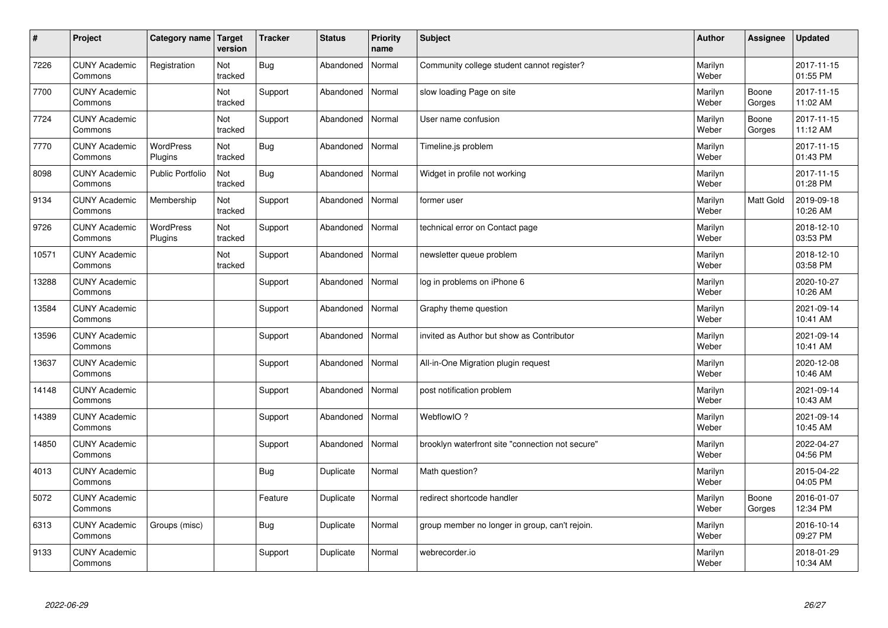| # | Project | Category name | Target version | Tracker | Status | Priority name | Subject | Author | Assignee | Updated |
|---|---|---|---|---|---|---|---|---|---|---|
| 7226 | CUNY Academic Commons | Registration | Not tracked | Bug | Abandoned | Normal | Community college student cannot register? | Marilyn Weber | | 2017-11-15 01:55 PM |
| 7700 | CUNY Academic Commons | | Not tracked | Support | Abandoned | Normal | slow loading Page on site | Marilyn Weber | Boone Gorges | 2017-11-15 11:02 AM |
| 7724 | CUNY Academic Commons | | Not tracked | Support | Abandoned | Normal | User name confusion | Marilyn Weber | Boone Gorges | 2017-11-15 11:12 AM |
| 7770 | CUNY Academic Commons | WordPress Plugins | Not tracked | Bug | Abandoned | Normal | Timeline.js problem | Marilyn Weber | | 2017-11-15 01:43 PM |
| 8098 | CUNY Academic Commons | Public Portfolio | Not tracked | Bug | Abandoned | Normal | Widget in profile not working | Marilyn Weber | | 2017-11-15 01:28 PM |
| 9134 | CUNY Academic Commons | Membership | Not tracked | Support | Abandoned | Normal | former user | Marilyn Weber | Matt Gold | 2019-09-18 10:26 AM |
| 9726 | CUNY Academic Commons | WordPress Plugins | Not tracked | Support | Abandoned | Normal | technical error on Contact page | Marilyn Weber | | 2018-12-10 03:53 PM |
| 10571 | CUNY Academic Commons | | Not tracked | Support | Abandoned | Normal | newsletter queue problem | Marilyn Weber | | 2018-12-10 03:58 PM |
| 13288 | CUNY Academic Commons | | | Support | Abandoned | Normal | log in problems on iPhone 6 | Marilyn Weber | | 2020-10-27 10:26 AM |
| 13584 | CUNY Academic Commons | | | Support | Abandoned | Normal | Graphy theme question | Marilyn Weber | | 2021-09-14 10:41 AM |
| 13596 | CUNY Academic Commons | | | Support | Abandoned | Normal | invited as Author but show as Contributor | Marilyn Weber | | 2021-09-14 10:41 AM |
| 13637 | CUNY Academic Commons | | | Support | Abandoned | Normal | All-in-One Migration plugin request | Marilyn Weber | | 2020-12-08 10:46 AM |
| 14148 | CUNY Academic Commons | | | Support | Abandoned | Normal | post notification problem | Marilyn Weber | | 2021-09-14 10:43 AM |
| 14389 | CUNY Academic Commons | | | Support | Abandoned | Normal | WebflowIO ? | Marilyn Weber | | 2021-09-14 10:45 AM |
| 14850 | CUNY Academic Commons | | | Support | Abandoned | Normal | brooklyn waterfront site "connection not secure" | Marilyn Weber | | 2022-04-27 04:56 PM |
| 4013 | CUNY Academic Commons | | | Bug | Duplicate | Normal | Math question? | Marilyn Weber | | 2015-04-22 04:05 PM |
| 5072 | CUNY Academic Commons | | | Feature | Duplicate | Normal | redirect shortcode handler | Marilyn Weber | Boone Gorges | 2016-01-07 12:34 PM |
| 6313 | CUNY Academic Commons | Groups (misc) | | Bug | Duplicate | Normal | group member no longer in group, can't rejoin. | Marilyn Weber | | 2016-10-14 09:27 PM |
| 9133 | CUNY Academic Commons | | | Support | Duplicate | Normal | webrecorder.io | Marilyn Weber | | 2018-01-29 10:34 AM |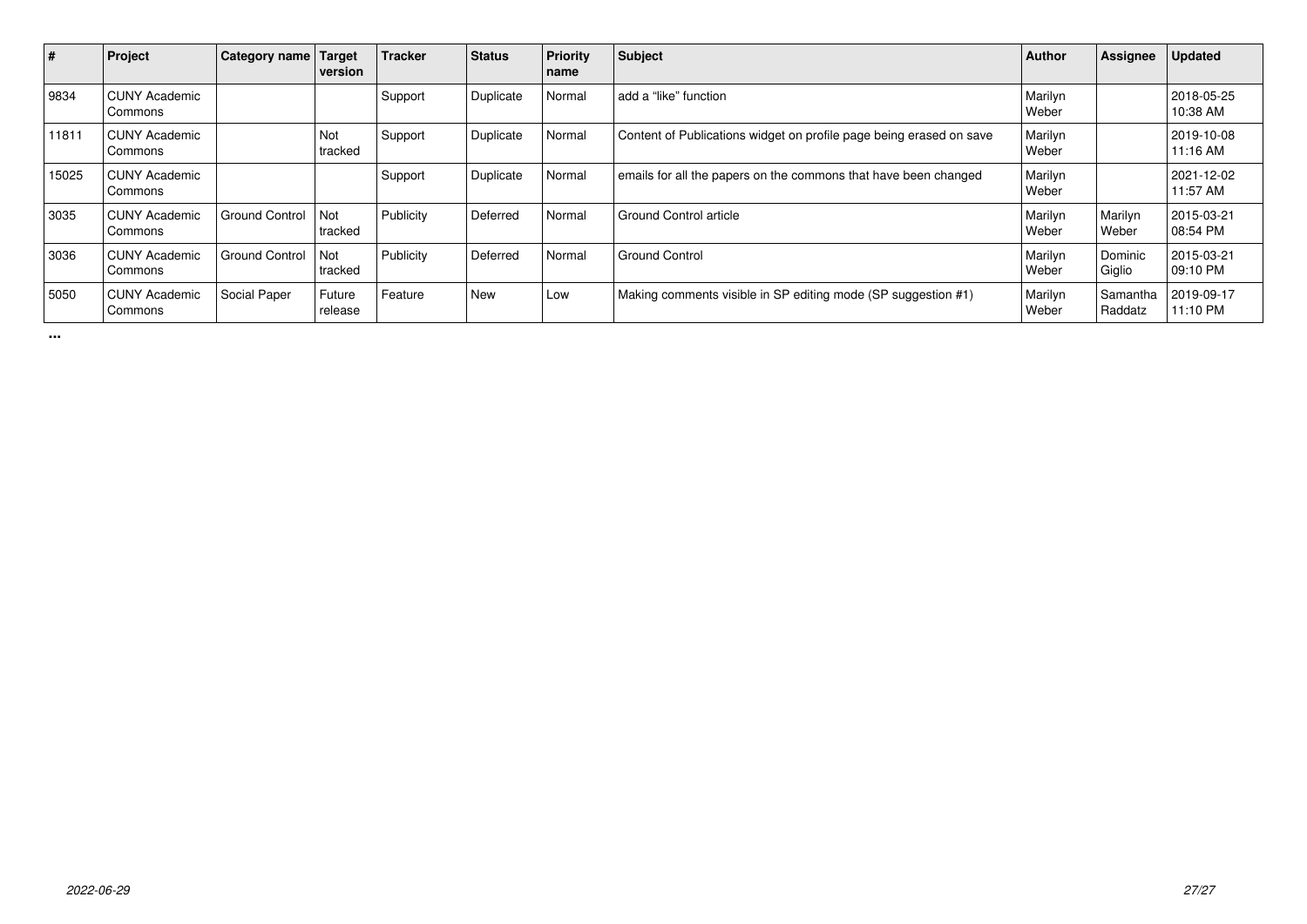| # | Project | Category name | Target version | Tracker | Status | Priority name | Subject | Author | Assignee | Updated |
|---|---|---|---|---|---|---|---|---|---|---|
| 9834 | CUNY Academic Commons | | | Support | Duplicate | Normal | add a "like" function | Marilyn Weber | | 2018-05-25 10:38 AM |
| 11811 | CUNY Academic Commons | | Not tracked | Support | Duplicate | Normal | Content of Publications widget on profile page being erased on save | Marilyn Weber | | 2019-10-08 11:16 AM |
| 15025 | CUNY Academic Commons | | | Support | Duplicate | Normal | emails for all the papers on the commons that have been changed | Marilyn Weber | | 2021-12-02 11:57 AM |
| 3035 | CUNY Academic Commons | Ground Control | Not tracked | Publicity | Deferred | Normal | Ground Control article | Marilyn Weber | Marilyn Weber | 2015-03-21 08:54 PM |
| 3036 | CUNY Academic Commons | Ground Control | Not tracked | Publicity | Deferred | Normal | Ground Control | Marilyn Weber | Dominic Giglio | 2015-03-21 09:10 PM |
| 5050 | CUNY Academic Commons | Social Paper | Future release | Feature | New | Low | Making comments visible in SP editing mode (SP suggestion #1) | Marilyn Weber | Samantha Raddatz | 2019-09-17 11:10 PM |

...